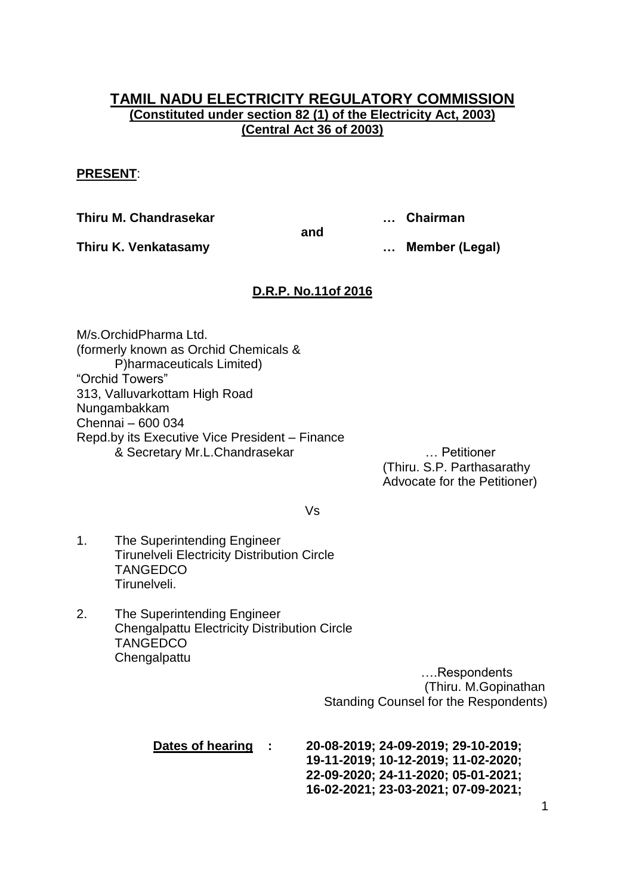# TAMIL NADU ELECTRICITY REGULATORY COMMISSION

**(Constituted under section 82 (1) of the Electricity Act, 2003)**
**(Central Act 36 of 2003)**

**PRESENT**:

**Thiru M. Chandrasekar** … **Chairman**

**and**

**Thiru K. Venkatasamy** … **Member (Legal)**

**D.R.P. No.11of 2016**

M/s.OrchidPharma Ltd.
(formerly known as Orchid Chemicals &
P)harmaceuticals Limited)
"Orchid Towers"
313, Valluvarkottam High Road
Nungambakkam
Chennai – 600 034
Repd.by its Executive Vice President – Finance
& Secretary Mr.L.Chandrasekar … Petitioner

(Thiru. S.P. Parthasarathy
Advocate for the Petitioner)

Vs

1. The Superintending Engineer
   Tirunelveli Electricity Distribution Circle
   TANGEDCO
   Tirunelveli.

2. The Superintending Engineer
   Chengalpattu Electricity Distribution Circle
   TANGEDCO
   Chengalpattu

….Respondents
(Thiru. M.Gopinathan
Standing Counsel for the Respondents)

**Dates of hearing** : **20-08-2019; 24-09-2019; 29-10-2019; 19-11-2019; 10-12-2019; 11-02-2020; 22-09-2020; 24-11-2020; 05-01-2021; 16-02-2021; 23-03-2021; 07-09-2021;**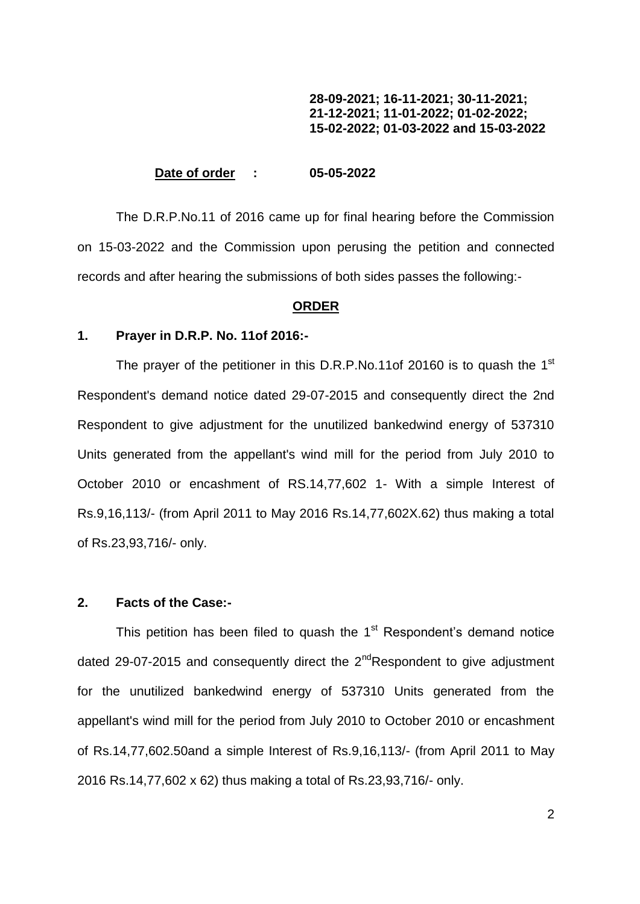**28-09-2021; 16-11-2021; 30-11-2021; 21-12-2021; 11-01-2022; 01-02-2022; 15-02-2022; 01-03-2022 and 15-03-2022**

**Date of order : 05-05-2022**

The D.R.P.No.11 of 2016 came up for final hearing before the Commission on 15-03-2022 and the Commission upon perusing the petition and connected records and after hearing the submissions of both sides passes the following:-

## ORDER

**1. Prayer in D.R.P. No. 11of 2016:-**

The prayer of the petitioner in this D.R.P.No.11of 20160 is to quash the 1st Respondent's demand notice dated 29-07-2015 and consequently direct the 2nd Respondent to give adjustment for the unutilized bankedwind energy of 537310 Units generated from the appellant's wind mill for the period from July 2010 to October 2010 or encashment of RS.14,77,602 1- With a simple Interest of Rs.9,16,113/- (from April 2011 to May 2016 Rs.14,77,602X.62) thus making a total of Rs.23,93,716/- only.

**2. Facts of the Case:-**

This petition has been filed to quash the 1st Respondent's demand notice dated 29-07-2015 and consequently direct the 2ndRespondent to give adjustment for the unutilized bankedwind energy of 537310 Units generated from the appellant's wind mill for the period from July 2010 to October 2010 or encashment of Rs.14,77,602.50and a simple Interest of Rs.9,16,113/- (from April 2011 to May 2016 Rs.14,77,602 x 62) thus making a total of Rs.23,93,716/- only.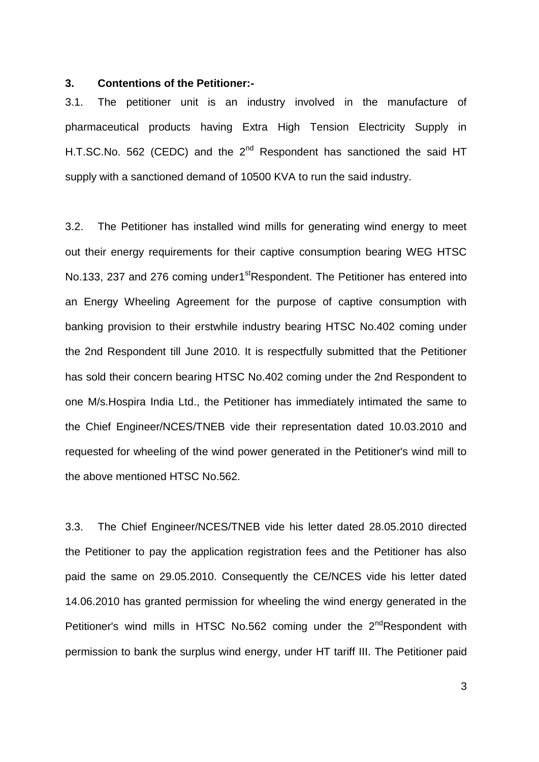**3. Contentions of the Petitioner:-**

3.1. The petitioner unit is an industry involved in the manufacture of pharmaceutical products having Extra High Tension Electricity Supply in H.T.SC.No. 562 (CEDC) and the 2nd Respondent has sanctioned the said HT supply with a sanctioned demand of 10500 KVA to run the said industry.

3.2. The Petitioner has installed wind mills for generating wind energy to meet out their energy requirements for their captive consumption bearing WEG HTSC No.133, 237 and 276 coming under1stRespondent. The Petitioner has entered into an Energy Wheeling Agreement for the purpose of captive consumption with banking provision to their erstwhile industry bearing HTSC No.402 coming under the 2nd Respondent till June 2010. It is respectfully submitted that the Petitioner has sold their concern bearing HTSC No.402 coming under the 2nd Respondent to one M/s.Hospira India Ltd., the Petitioner has immediately intimated the same to the Chief Engineer/NCES/TNEB vide their representation dated 10.03.2010 and requested for wheeling of the wind power generated in the Petitioner's wind mill to the above mentioned HTSC No.562.

3.3. The Chief Engineer/NCES/TNEB vide his letter dated 28.05.2010 directed the Petitioner to pay the application registration fees and the Petitioner has also paid the same on 29.05.2010. Consequently the CE/NCES vide his letter dated 14.06.2010 has granted permission for wheeling the wind energy generated in the Petitioner's wind mills in HTSC No.562 coming under the 2ndRespondent with permission to bank the surplus wind energy, under HT tariff III. The Petitioner paid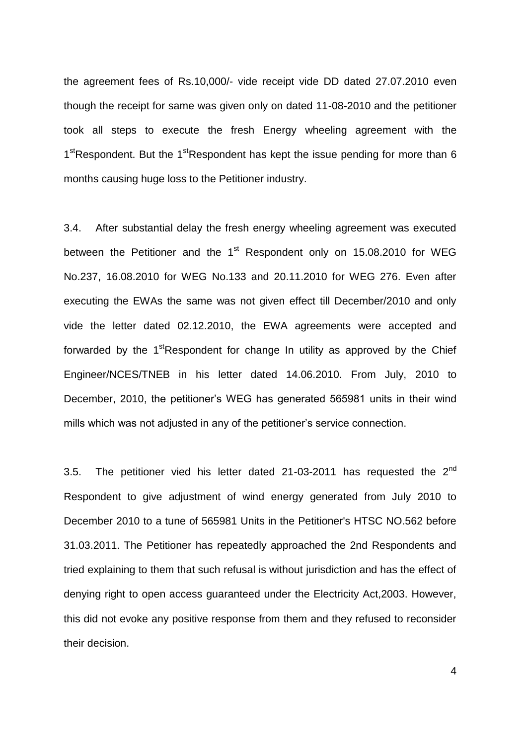the agreement fees of Rs.10,000/- vide receipt vide DD dated 27.07.2010 even though the receipt for same was given only on dated 11-08-2010 and the petitioner took all steps to execute the fresh Energy wheeling agreement with the 1st Respondent. But the 1st Respondent has kept the issue pending for more than 6 months causing huge loss to the Petitioner industry.

3.4. After substantial delay the fresh energy wheeling agreement was executed between the Petitioner and the 1st Respondent only on 15.08.2010 for WEG No.237, 16.08.2010 for WEG No.133 and 20.11.2010 for WEG 276. Even after executing the EWAs the same was not given effect till December/2010 and only vide the letter dated 02.12.2010, the EWA agreements were accepted and forwarded by the 1st Respondent for change In utility as approved by the Chief Engineer/NCES/TNEB in his letter dated 14.06.2010. From July, 2010 to December, 2010, the petitioner's WEG has generated 565981 units in their wind mills which was not adjusted in any of the petitioner's service connection.

3.5. The petitioner vied his letter dated 21-03-2011 has requested the 2nd Respondent to give adjustment of wind energy generated from July 2010 to December 2010 to a tune of 565981 Units in the Petitioner's HTSC NO.562 before 31.03.2011. The Petitioner has repeatedly approached the 2nd Respondents and tried explaining to them that such refusal is without jurisdiction and has the effect of denying right to open access guaranteed under the Electricity Act,2003. However, this did not evoke any positive response from them and they refused to reconsider their decision.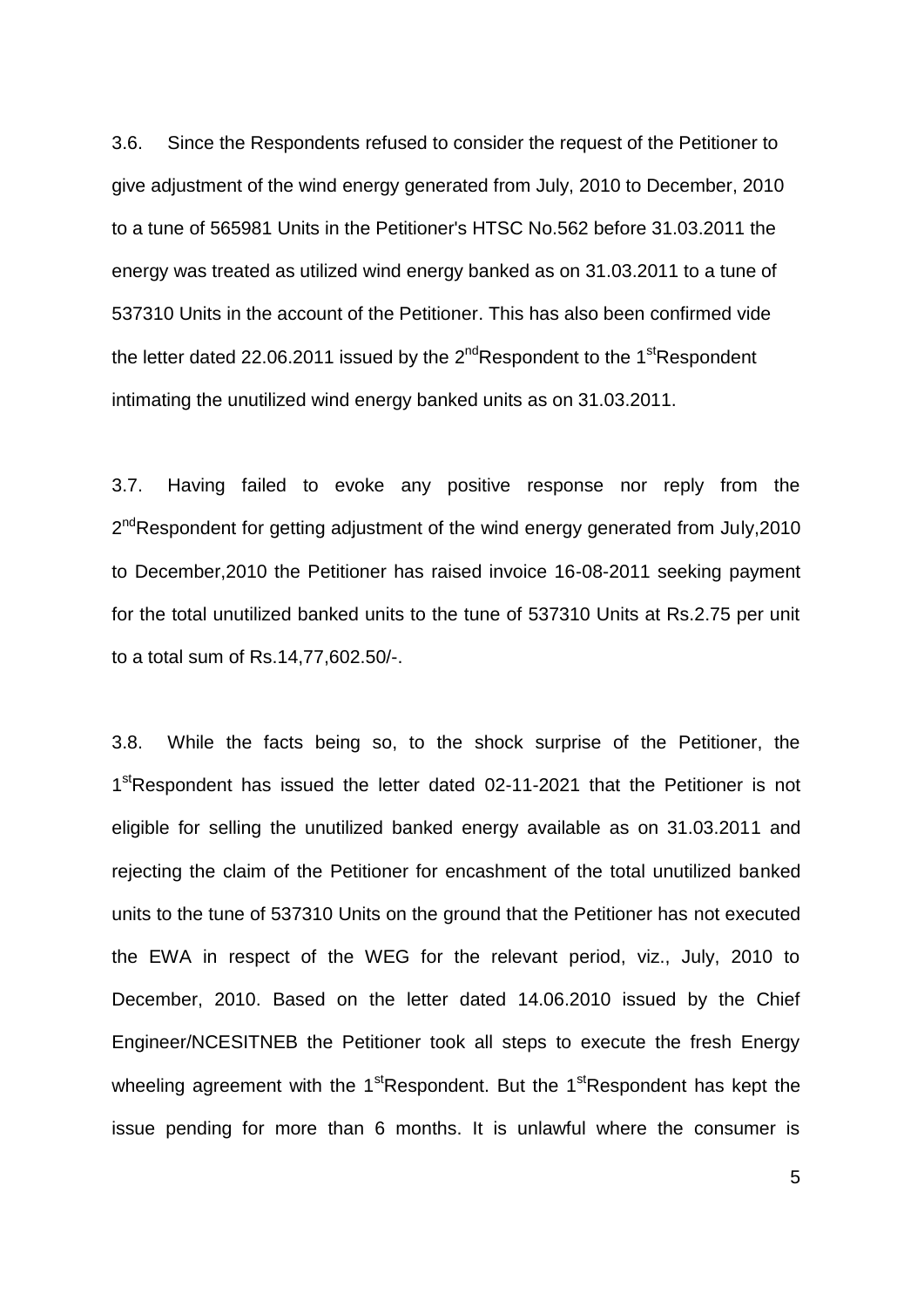3.6. Since the Respondents refused to consider the request of the Petitioner to give adjustment of the wind energy generated from July, 2010 to December, 2010 to a tune of 565981 Units in the Petitioner's HTSC No.562 before 31.03.2011 the energy was treated as utilized wind energy banked as on 31.03.2011 to a tune of 537310 Units in the account of the Petitioner. This has also been confirmed vide the letter dated 22.06.2011 issued by the 2nd Respondent to the 1st Respondent intimating the unutilized wind energy banked units as on 31.03.2011.

3.7. Having failed to evoke any positive response nor reply from the 2nd Respondent for getting adjustment of the wind energy generated from July,2010 to December,2010 the Petitioner has raised invoice 16-08-2011 seeking payment for the total unutilized banked units to the tune of 537310 Units at Rs.2.75 per unit to a total sum of Rs.14,77,602.50/-.

3.8. While the facts being so, to the shock surprise of the Petitioner, the 1st Respondent has issued the letter dated 02-11-2021 that the Petitioner is not eligible for selling the unutilized banked energy available as on 31.03.2011 and rejecting the claim of the Petitioner for encashment of the total unutilized banked units to the tune of 537310 Units on the ground that the Petitioner has not executed the EWA in respect of the WEG for the relevant period, viz., July, 2010 to December, 2010. Based on the letter dated 14.06.2010 issued by the Chief Engineer/NCESITNEB the Petitioner took all steps to execute the fresh Energy wheeling agreement with the 1st Respondent. But the 1st Respondent has kept the issue pending for more than 6 months. It is unlawful where the consumer is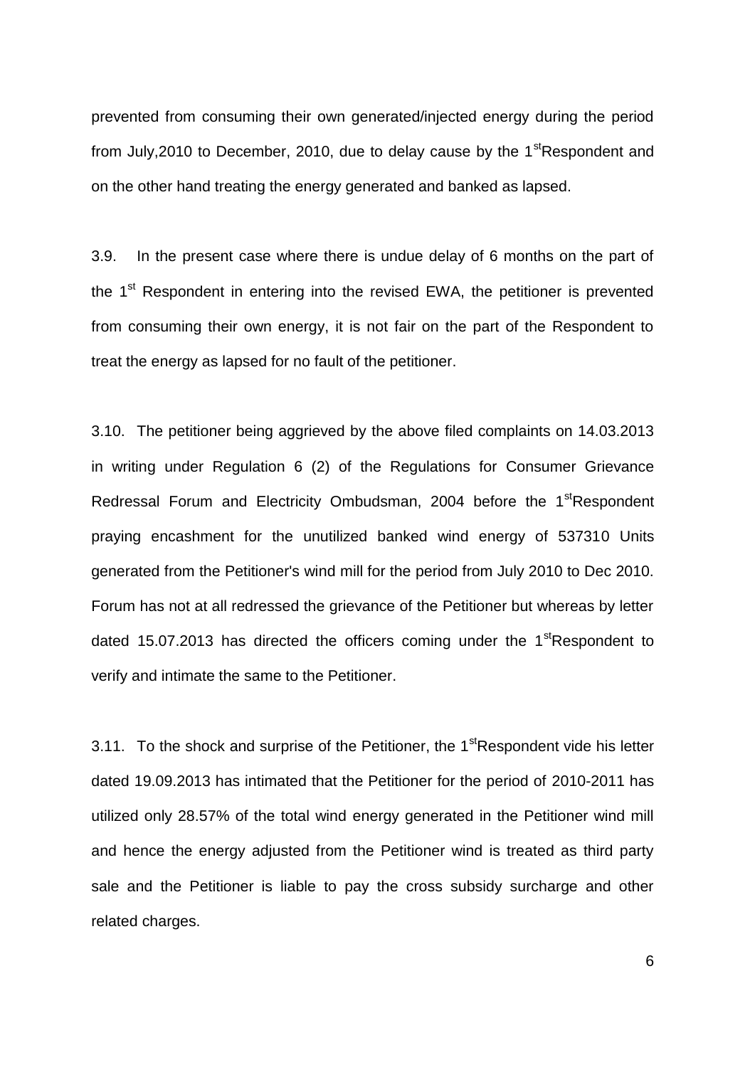prevented from consuming their own generated/injected energy during the period from July,2010 to December, 2010, due to delay cause by the 1st Respondent and on the other hand treating the energy generated and banked as lapsed.

3.9. In the present case where there is undue delay of 6 months on the part of the 1st Respondent in entering into the revised EWA, the petitioner is prevented from consuming their own energy, it is not fair on the part of the Respondent to treat the energy as lapsed for no fault of the petitioner.

3.10. The petitioner being aggrieved by the above filed complaints on 14.03.2013 in writing under Regulation 6 (2) of the Regulations for Consumer Grievance Redressal Forum and Electricity Ombudsman, 2004 before the 1st Respondent praying encashment for the unutilized banked wind energy of 537310 Units generated from the Petitioner's wind mill for the period from July 2010 to Dec 2010. Forum has not at all redressed the grievance of the Petitioner but whereas by letter dated 15.07.2013 has directed the officers coming under the 1st Respondent to verify and intimate the same to the Petitioner.

3.11. To the shock and surprise of the Petitioner, the 1st Respondent vide his letter dated 19.09.2013 has intimated that the Petitioner for the period of 2010-2011 has utilized only 28.57% of the total wind energy generated in the Petitioner wind mill and hence the energy adjusted from the Petitioner wind is treated as third party sale and the Petitioner is liable to pay the cross subsidy surcharge and other related charges.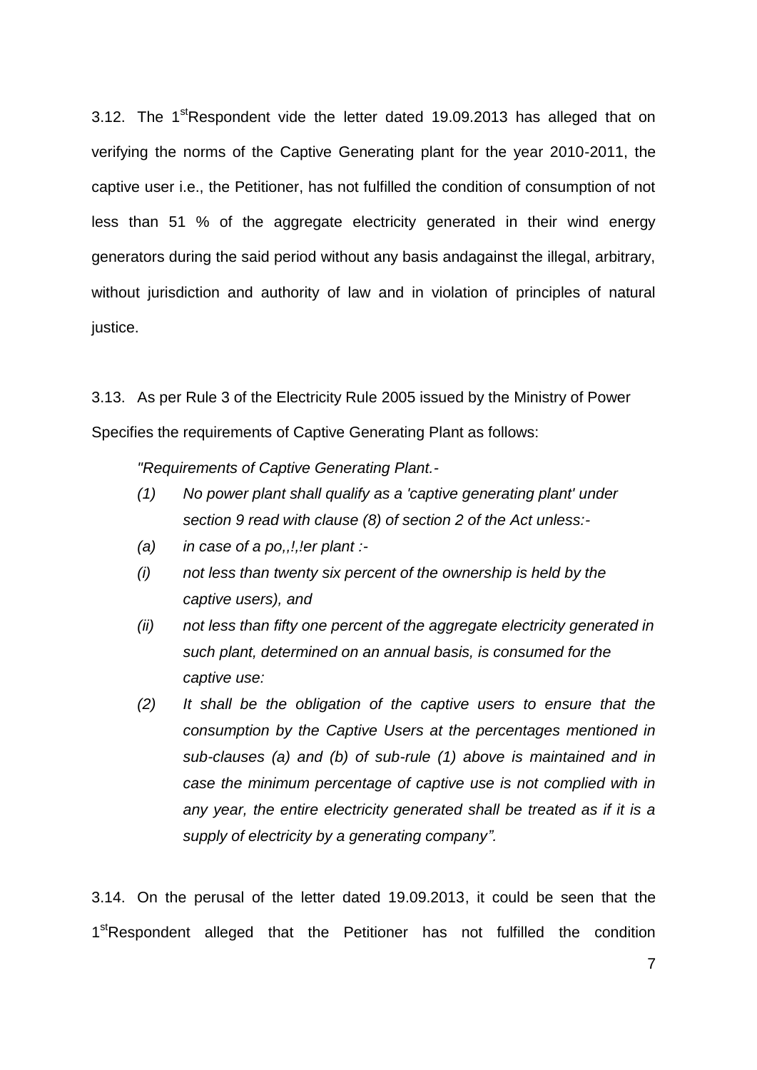3.12. The 1[st]Respondent vide the letter dated 19.09.2013 has alleged that on verifying the norms of the Captive Generating plant for the year 2010-2011, the captive user i.e., the Petitioner, has not fulfilled the condition of consumption of not less than 51 % of the aggregate electricity generated in their wind energy generators during the said period without any basis andagainst the illegal, arbitrary, without jurisdiction and authority of law and in violation of principles of natural justice.

3.13. As per Rule 3 of the Electricity Rule 2005 issued by the Ministry of Power Specifies the requirements of Captive Generating Plant as follows:

*"Requirements of Captive Generating Plant.-*

*(1) No power plant shall qualify as a 'captive generating plant' under section 9 read with clause (8) of section 2 of the Act unless:-*

*(a) in case of a po,,!,!er plant :-*

*(i) not less than twenty six percent of the ownership is held by the captive users), and*

*(ii) not less than fifty one percent of the aggregate electricity generated in such plant, determined on an annual basis, is consumed for the captive use:*

*(2) It shall be the obligation of the captive users to ensure that the consumption by the Captive Users at the percentages mentioned in sub-clauses (a) and (b) of sub-rule (1) above is maintained and in case the minimum percentage of captive use is not complied with in any year, the entire electricity generated shall be treated as if it is a supply of electricity by a generating company".*

3.14. On the perusal of the letter dated 19.09.2013, it could be seen that the 1[st]Respondent alleged that the Petitioner has not fulfilled the condition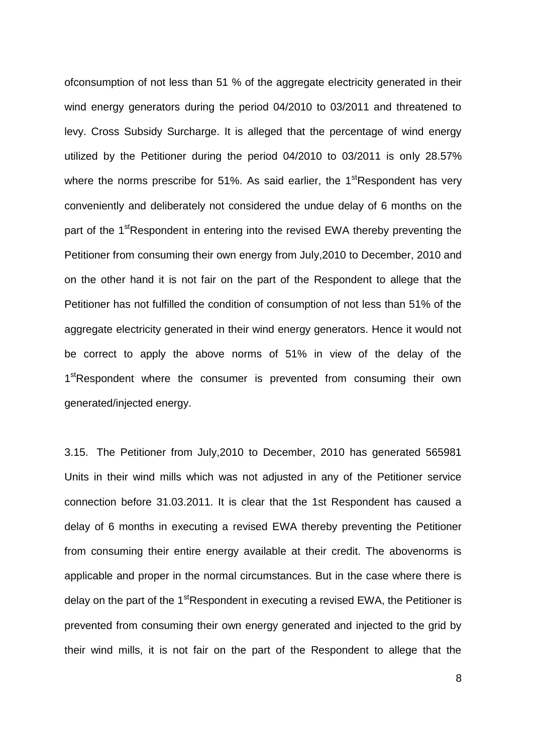ofconsumption of not less than 51 % of the aggregate electricity generated in their wind energy generators during the period 04/2010 to 03/2011 and threatened to levy. Cross Subsidy Surcharge. It is alleged that the percentage of wind energy utilized by the Petitioner during the period 04/2010 to 03/2011 is only 28.57% where the norms prescribe for 51%. As said earlier, the 1stRespondent has very conveniently and deliberately not considered the undue delay of 6 months on the part of the 1stRespondent in entering into the revised EWA thereby preventing the Petitioner from consuming their own energy from July,2010 to December, 2010 and on the other hand it is not fair on the part of the Respondent to allege that the Petitioner has not fulfilled the condition of consumption of not less than 51% of the aggregate electricity generated in their wind energy generators. Hence it would not be correct to apply the above norms of 51% in view of the delay of the 1stRespondent where the consumer is prevented from consuming their own generated/injected energy.

3.15. The Petitioner from July,2010 to December, 2010 has generated 565981 Units in their wind mills which was not adjusted in any of the Petitioner service connection before 31.03.2011. It is clear that the 1st Respondent has caused a delay of 6 months in executing a revised EWA thereby preventing the Petitioner from consuming their entire energy available at their credit. The abovenorms is applicable and proper in the normal circumstances. But in the case where there is delay on the part of the 1stRespondent in executing a revised EWA, the Petitioner is prevented from consuming their own energy generated and injected to the grid by their wind mills, it is not fair on the part of the Respondent to allege that the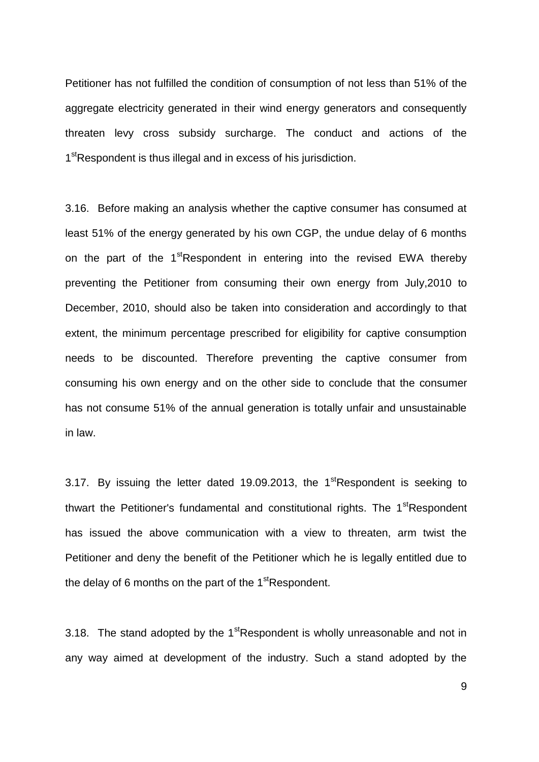Petitioner has not fulfilled the condition of consumption of not less than 51% of the aggregate electricity generated in their wind energy generators and consequently threaten levy cross subsidy surcharge. The conduct and actions of the 1st Respondent is thus illegal and in excess of his jurisdiction.

3.16. Before making an analysis whether the captive consumer has consumed at least 51% of the energy generated by his own CGP, the undue delay of 6 months on the part of the 1st Respondent in entering into the revised EWA thereby preventing the Petitioner from consuming their own energy from July,2010 to December, 2010, should also be taken into consideration and accordingly to that extent, the minimum percentage prescribed for eligibility for captive consumption needs to be discounted. Therefore preventing the captive consumer from consuming his own energy and on the other side to conclude that the consumer has not consume 51% of the annual generation is totally unfair and unsustainable in law.

3.17. By issuing the letter dated 19.09.2013, the 1st Respondent is seeking to thwart the Petitioner's fundamental and constitutional rights. The 1st Respondent has issued the above communication with a view to threaten, arm twist the Petitioner and deny the benefit of the Petitioner which he is legally entitled due to the delay of 6 months on the part of the 1st Respondent.

3.18. The stand adopted by the 1st Respondent is wholly unreasonable and not in any way aimed at development of the industry. Such a stand adopted by the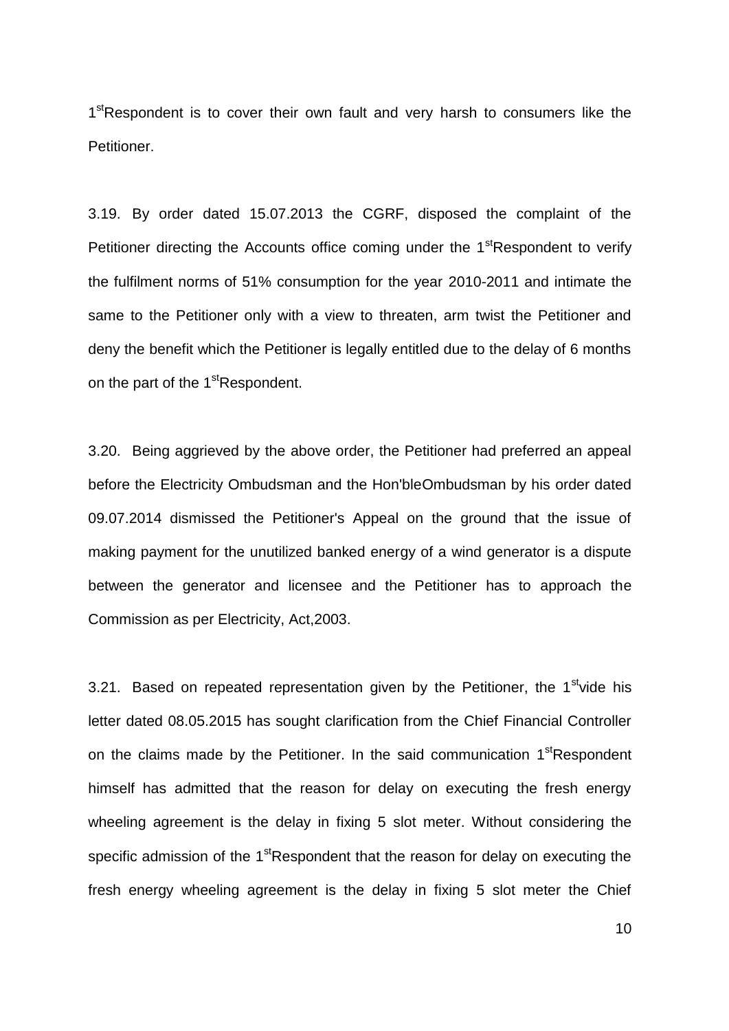1[st]Respondent is to cover their own fault and very harsh to consumers like the Petitioner.

3.19. By order dated 15.07.2013 the CGRF, disposed the complaint of the Petitioner directing the Accounts office coming under the 1[st]Respondent to verify the fulfilment norms of 51% consumption for the year 2010-2011 and intimate the same to the Petitioner only with a view to threaten, arm twist the Petitioner and deny the benefit which the Petitioner is legally entitled due to the delay of 6 months on the part of the 1[st]Respondent.

3.20. Being aggrieved by the above order, the Petitioner had preferred an appeal before the Electricity Ombudsman and the Hon'bleOmbudsman by his order dated 09.07.2014 dismissed the Petitioner's Appeal on the ground that the issue of making payment for the unutilized banked energy of a wind generator is a dispute between the generator and licensee and the Petitioner has to approach the Commission as per Electricity, Act,2003.

3.21. Based on repeated representation given by the Petitioner, the 1[st]vide his letter dated 08.05.2015 has sought clarification from the Chief Financial Controller on the claims made by the Petitioner. In the said communication 1[st]Respondent himself has admitted that the reason for delay on executing the fresh energy wheeling agreement is the delay in fixing 5 slot meter. Without considering the specific admission of the 1[st]Respondent that the reason for delay on executing the fresh energy wheeling agreement is the delay in fixing 5 slot meter the Chief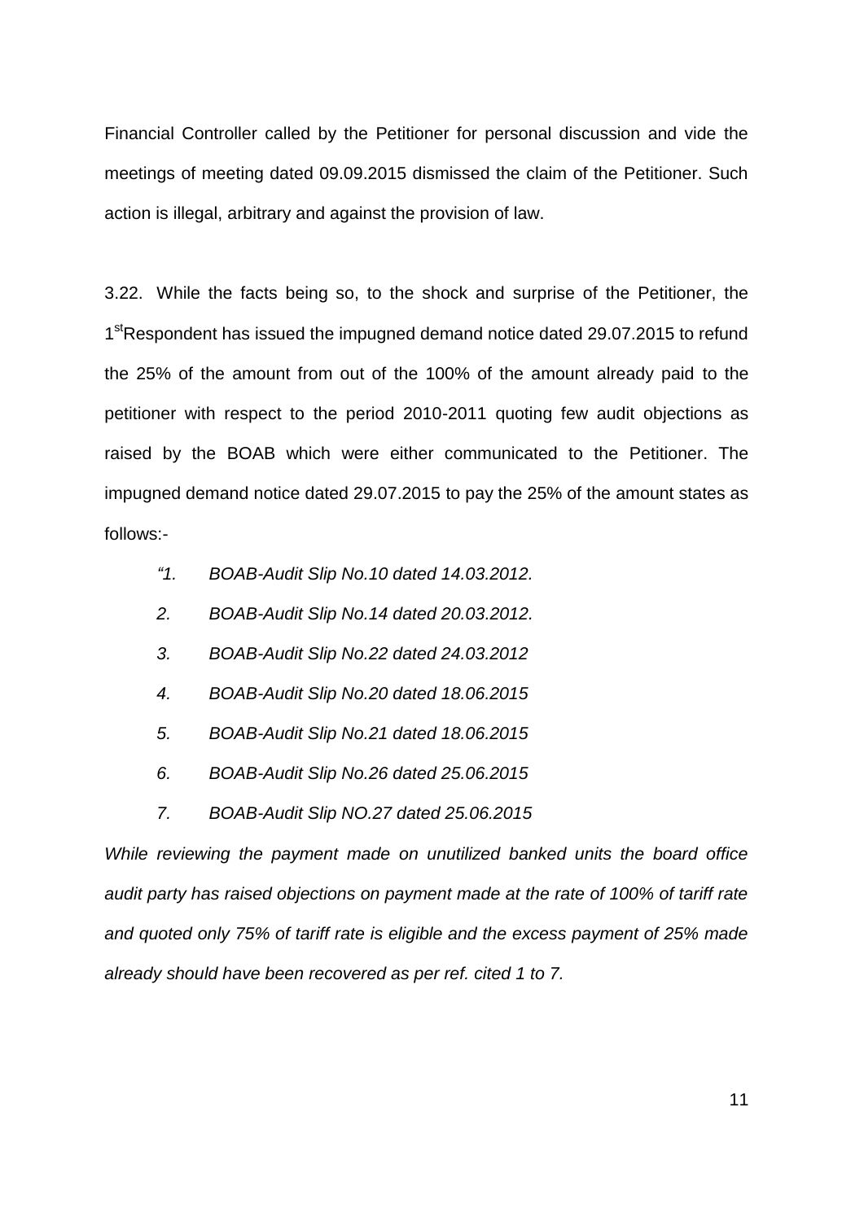Financial Controller called by the Petitioner for personal discussion and vide the meetings of meeting dated 09.09.2015 dismissed the claim of the Petitioner. Such action is illegal, arbitrary and against the provision of law.

3.22. While the facts being so, to the shock and surprise of the Petitioner, the 1st Respondent has issued the impugned demand notice dated 29.07.2015 to refund the 25% of the amount from out of the 100% of the amount already paid to the petitioner with respect to the period 2010-2011 quoting few audit objections as raised by the BOAB which were either communicated to the Petitioner. The impugned demand notice dated 29.07.2015 to pay the 25% of the amount states as follows:-

*"1. BOAB-Audit Slip No.10 dated 14.03.2012.*

*2. BOAB-Audit Slip No.14 dated 20.03.2012.*

*3. BOAB-Audit Slip No.22 dated 24.03.2012*

*4. BOAB-Audit Slip No.20 dated 18.06.2015*

*5. BOAB-Audit Slip No.21 dated 18.06.2015*

*6. BOAB-Audit Slip No.26 dated 25.06.2015*

*7. BOAB-Audit Slip NO.27 dated 25.06.2015*

*While reviewing the payment made on unutilized banked units the board office audit party has raised objections on payment made at the rate of 100% of tariff rate and quoted only 75% of tariff rate is eligible and the excess payment of 25% made already should have been recovered as per ref. cited 1 to 7.*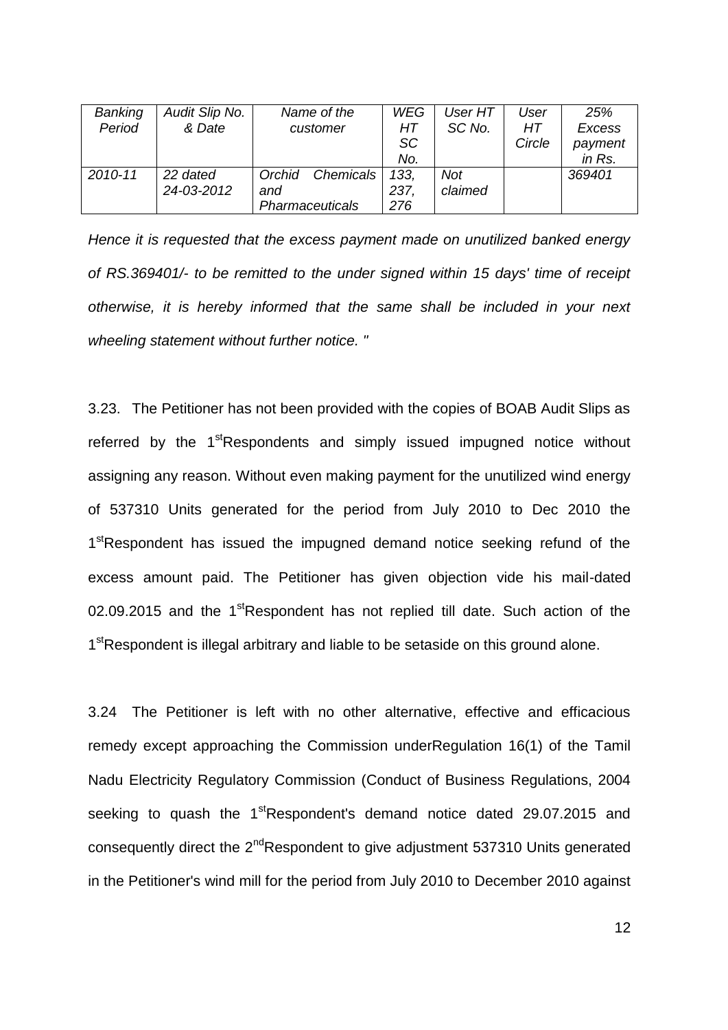| *Banking Period* | *Audit Slip No. & Date* | *Name of the customer* | *WEG HT SC No.* | *User HT SC No.* | *User HT Circle* | *25% Excess payment in Rs.* |
|---|---|---|---|---|---|---|
| *2010-11* | *22 dated 24-03-2012* | *Orchid Chemicals and Pharmaceuticals* | *133, 237, 276* | *Not claimed* | | *369401* |

*Hence it is requested that the excess payment made on unutilized banked energy of RS.369401/- to be remitted to the under signed within 15 days' time of receipt otherwise, it is hereby informed that the same shall be included in your next wheeling statement without further notice. "*

3.23. The Petitioner has not been provided with the copies of BOAB Audit Slips as referred by the 1st Respondents and simply issued impugned notice without assigning any reason. Without even making payment for the unutilized wind energy of 537310 Units generated for the period from July 2010 to Dec 2010 the 1st Respondent has issued the impugned demand notice seeking refund of the excess amount paid. The Petitioner has given objection vide his mail-dated 02.09.2015 and the 1st Respondent has not replied till date. Such action of the 1st Respondent is illegal arbitrary and liable to be setaside on this ground alone.

3.24 The Petitioner is left with no other alternative, effective and efficacious remedy except approaching the Commission underRegulation 16(1) of the Tamil Nadu Electricity Regulatory Commission (Conduct of Business Regulations, 2004 seeking to quash the 1st Respondent's demand notice dated 29.07.2015 and consequently direct the 2nd Respondent to give adjustment 537310 Units generated in the Petitioner's wind mill for the period from July 2010 to December 2010 against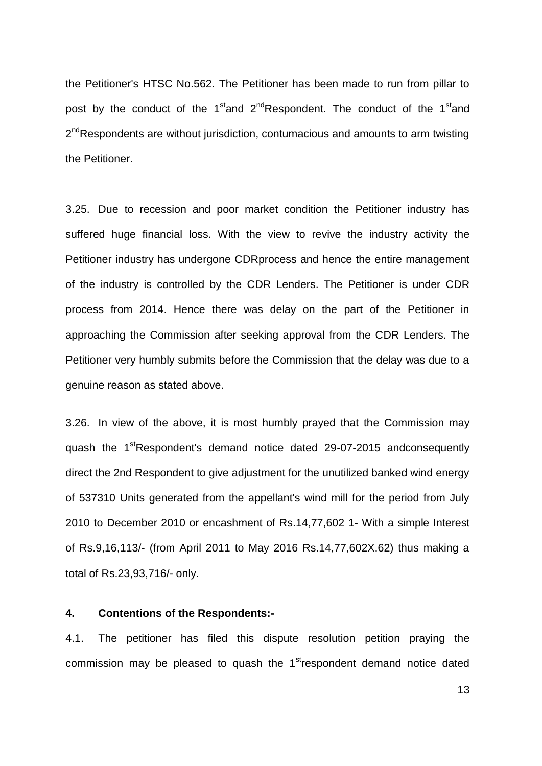the Petitioner's HTSC No.562. The Petitioner has been made to run from pillar to post by the conduct of the 1[st]and 2[nd]Respondent. The conduct of the 1[st]and 2[nd]Respondents are without jurisdiction, contumacious and amounts to arm twisting the Petitioner.

3.25. Due to recession and poor market condition the Petitioner industry has suffered huge financial loss. With the view to revive the industry activity the Petitioner industry has undergone CDRprocess and hence the entire management of the industry is controlled by the CDR Lenders. The Petitioner is under CDR process from 2014. Hence there was delay on the part of the Petitioner in approaching the Commission after seeking approval from the CDR Lenders. The Petitioner very humbly submits before the Commission that the delay was due to a genuine reason as stated above.

3.26. In view of the above, it is most humbly prayed that the Commission may quash the 1[st]Respondent's demand notice dated 29-07-2015 andconsequently direct the 2nd Respondent to give adjustment for the unutilized banked wind energy of 537310 Units generated from the appellant's wind mill for the period from July 2010 to December 2010 or encashment of Rs.14,77,602 1- With a simple Interest of Rs.9,16,113/- (from April 2011 to May 2016 Rs.14,77,602X.62) thus making a total of Rs.23,93,716/- only.

**4. Contentions of the Respondents:-**

4.1. The petitioner has filed this dispute resolution petition praying the commission may be pleased to quash the 1[st]respondent demand notice dated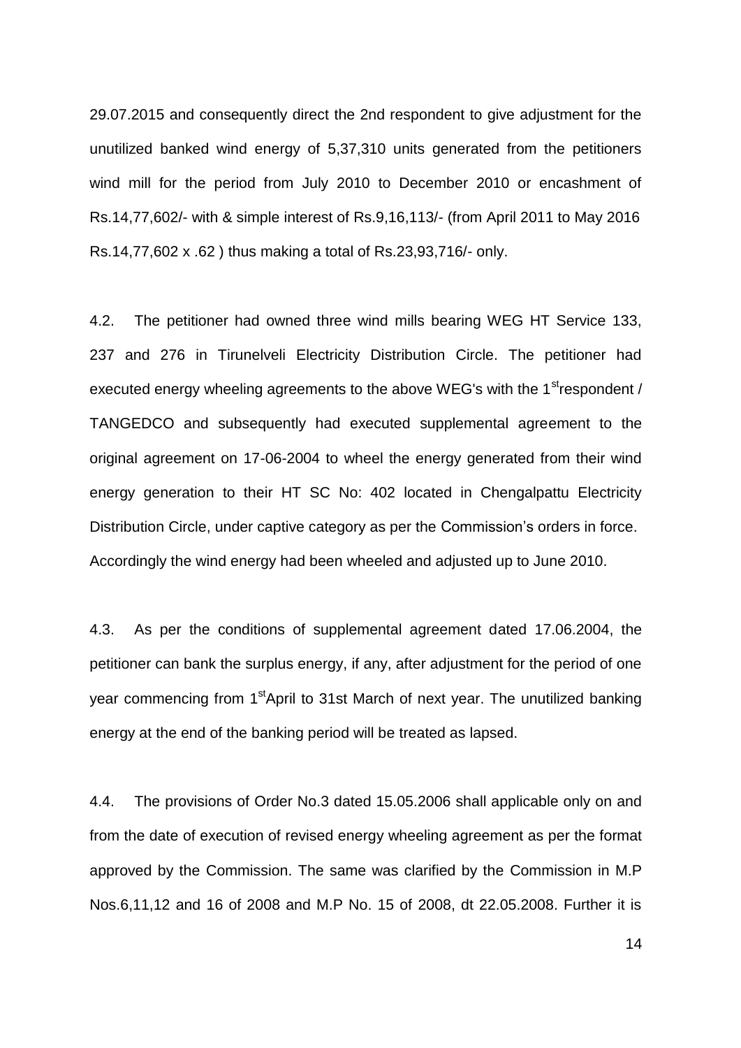29.07.2015 and consequently direct the 2nd respondent to give adjustment for the unutilized banked wind energy of 5,37,310 units generated from the petitioners wind mill for the period from July 2010 to December 2010 or encashment of Rs.14,77,602/- with & simple interest of Rs.9,16,113/- (from April 2011 to May 2016 Rs.14,77,602 x .62 ) thus making a total of Rs.23,93,716/- only.

4.2. The petitioner had owned three wind mills bearing WEG HT Service 133, 237 and 276 in Tirunelveli Electricity Distribution Circle. The petitioner had executed energy wheeling agreements to the above WEG's with the 1st respondent / TANGEDCO and subsequently had executed supplemental agreement to the original agreement on 17-06-2004 to wheel the energy generated from their wind energy generation to their HT SC No: 402 located in Chengalpattu Electricity Distribution Circle, under captive category as per the Commission's orders in force. Accordingly the wind energy had been wheeled and adjusted up to June 2010.

4.3. As per the conditions of supplemental agreement dated 17.06.2004, the petitioner can bank the surplus energy, if any, after adjustment for the period of one year commencing from 1st April to 31st March of next year. The unutilized banking energy at the end of the banking period will be treated as lapsed.

4.4. The provisions of Order No.3 dated 15.05.2006 shall applicable only on and from the date of execution of revised energy wheeling agreement as per the format approved by the Commission. The same was clarified by the Commission in M.P Nos.6,11,12 and 16 of 2008 and M.P No. 15 of 2008, dt 22.05.2008. Further it is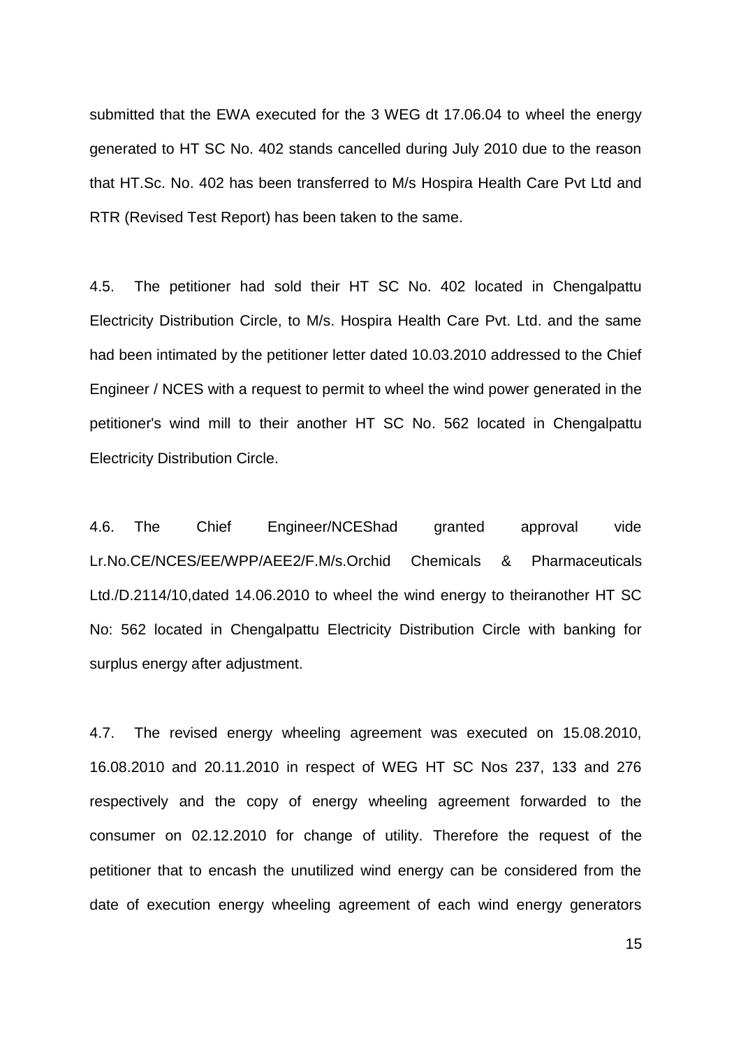submitted that the EWA executed for the 3 WEG dt 17.06.04 to wheel the energy generated to HT SC No. 402 stands cancelled during July 2010 due to the reason that HT.Sc. No. 402 has been transferred to M/s Hospira Health Care Pvt Ltd and RTR (Revised Test Report) has been taken to the same.

4.5. The petitioner had sold their HT SC No. 402 located in Chengalpattu Electricity Distribution Circle, to M/s. Hospira Health Care Pvt. Ltd. and the same had been intimated by the petitioner letter dated 10.03.2010 addressed to the Chief Engineer / NCES with a request to permit to wheel the wind power generated in the petitioner's wind mill to their another HT SC No. 562 located in Chengalpattu Electricity Distribution Circle.

4.6. The Chief Engineer/NCEShad granted approval vide Lr.No.CE/NCES/EE/WPP/AEE2/F.M/s.Orchid Chemicals & Pharmaceuticals Ltd./D.2114/10,dated 14.06.2010 to wheel the wind energy to theiranother HT SC No: 562 located in Chengalpattu Electricity Distribution Circle with banking for surplus energy after adjustment.

4.7. The revised energy wheeling agreement was executed on 15.08.2010, 16.08.2010 and 20.11.2010 in respect of WEG HT SC Nos 237, 133 and 276 respectively and the copy of energy wheeling agreement forwarded to the consumer on 02.12.2010 for change of utility. Therefore the request of the petitioner that to encash the unutilized wind energy can be considered from the date of execution energy wheeling agreement of each wind energy generators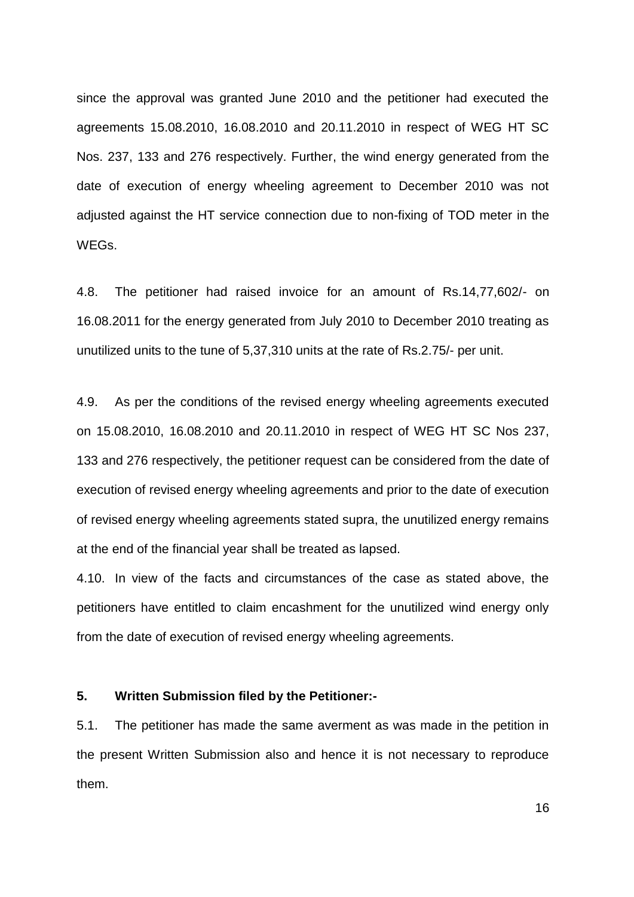since the approval was granted June 2010 and the petitioner had executed the agreements 15.08.2010, 16.08.2010 and 20.11.2010 in respect of WEG HT SC Nos. 237, 133 and 276 respectively. Further, the wind energy generated from the date of execution of energy wheeling agreement to December 2010 was not adjusted against the HT service connection due to non-fixing of TOD meter in the WEGs.

4.8. The petitioner had raised invoice for an amount of Rs.14,77,602/- on 16.08.2011 for the energy generated from July 2010 to December 2010 treating as unutilized units to the tune of 5,37,310 units at the rate of Rs.2.75/- per unit.

4.9. As per the conditions of the revised energy wheeling agreements executed on 15.08.2010, 16.08.2010 and 20.11.2010 in respect of WEG HT SC Nos 237, 133 and 276 respectively, the petitioner request can be considered from the date of execution of revised energy wheeling agreements and prior to the date of execution of revised energy wheeling agreements stated supra, the unutilized energy remains at the end of the financial year shall be treated as lapsed.

4.10. In view of the facts and circumstances of the case as stated above, the petitioners have entitled to claim encashment for the unutilized wind energy only from the date of execution of revised energy wheeling agreements.

**5. Written Submission filed by the Petitioner:-**

5.1. The petitioner has made the same averment as was made in the petition in the present Written Submission also and hence it is not necessary to reproduce them.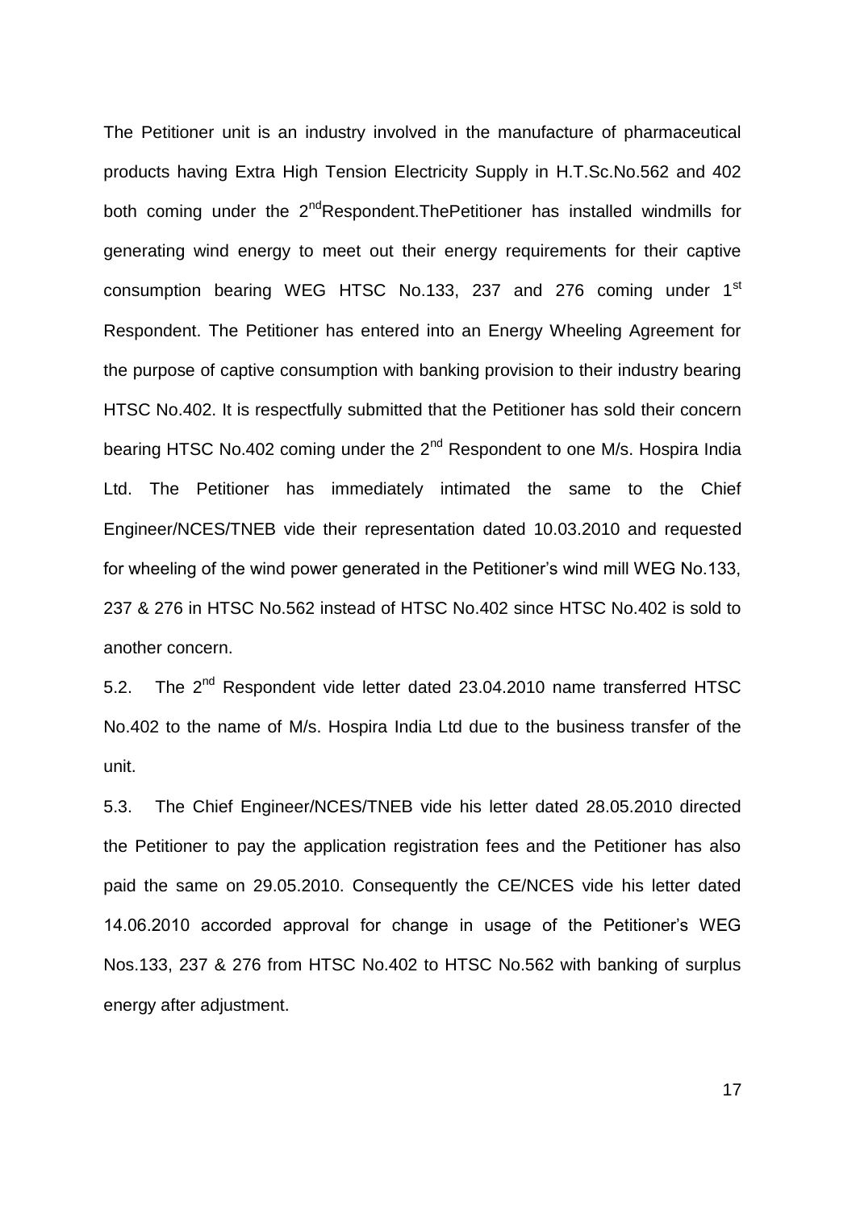The Petitioner unit is an industry involved in the manufacture of pharmaceutical products having Extra High Tension Electricity Supply in H.T.Sc.No.562 and 402 both coming under the 2nd Respondent.ThePetitioner has installed windmills for generating wind energy to meet out their energy requirements for their captive consumption bearing WEG HTSC No.133, 237 and 276 coming under 1st Respondent. The Petitioner has entered into an Energy Wheeling Agreement for the purpose of captive consumption with banking provision to their industry bearing HTSC No.402. It is respectfully submitted that the Petitioner has sold their concern bearing HTSC No.402 coming under the 2nd Respondent to one M/s. Hospira India Ltd. The Petitioner has immediately intimated the same to the Chief Engineer/NCES/TNEB vide their representation dated 10.03.2010 and requested for wheeling of the wind power generated in the Petitioner's wind mill WEG No.133, 237 & 276 in HTSC No.562 instead of HTSC No.402 since HTSC No.402 is sold to another concern.

5.2. The 2nd Respondent vide letter dated 23.04.2010 name transferred HTSC No.402 to the name of M/s. Hospira India Ltd due to the business transfer of the unit.

5.3. The Chief Engineer/NCES/TNEB vide his letter dated 28.05.2010 directed the Petitioner to pay the application registration fees and the Petitioner has also paid the same on 29.05.2010. Consequently the CE/NCES vide his letter dated 14.06.2010 accorded approval for change in usage of the Petitioner's WEG Nos.133, 237 & 276 from HTSC No.402 to HTSC No.562 with banking of surplus energy after adjustment.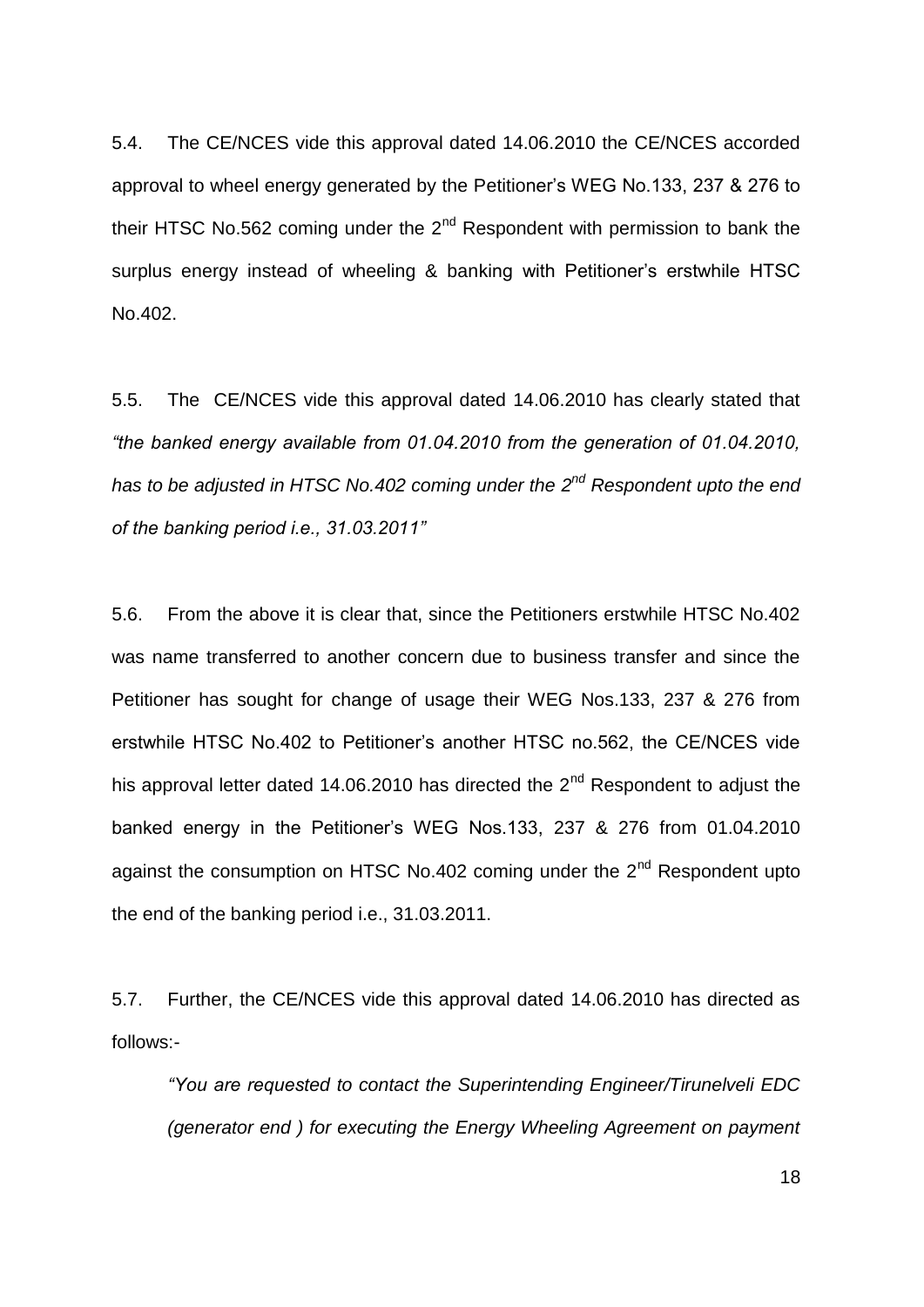5.4. The CE/NCES vide this approval dated 14.06.2010 the CE/NCES accorded approval to wheel energy generated by the Petitioner's WEG No.133, 237 & 276 to their HTSC No.562 coming under the 2nd Respondent with permission to bank the surplus energy instead of wheeling & banking with Petitioner's erstwhile HTSC No.402.

5.5. The CE/NCES vide this approval dated 14.06.2010 has clearly stated that *"the banked energy available from 01.04.2010 from the generation of 01.04.2010, has to be adjusted in HTSC No.402 coming under the 2nd Respondent upto the end of the banking period i.e., 31.03.2011"*

5.6. From the above it is clear that, since the Petitioners erstwhile HTSC No.402 was name transferred to another concern due to business transfer and since the Petitioner has sought for change of usage their WEG Nos.133, 237 & 276 from erstwhile HTSC No.402 to Petitioner's another HTSC no.562, the CE/NCES vide his approval letter dated 14.06.2010 has directed the 2nd Respondent to adjust the banked energy in the Petitioner's WEG Nos.133, 237 & 276 from 01.04.2010 against the consumption on HTSC No.402 coming under the 2nd Respondent upto the end of the banking period i.e., 31.03.2011.

5.7. Further, the CE/NCES vide this approval dated 14.06.2010 has directed as follows:-

> *"You are requested to contact the Superintending Engineer/Tirunelveli EDC (generator end ) for executing the Energy Wheeling Agreement on payment*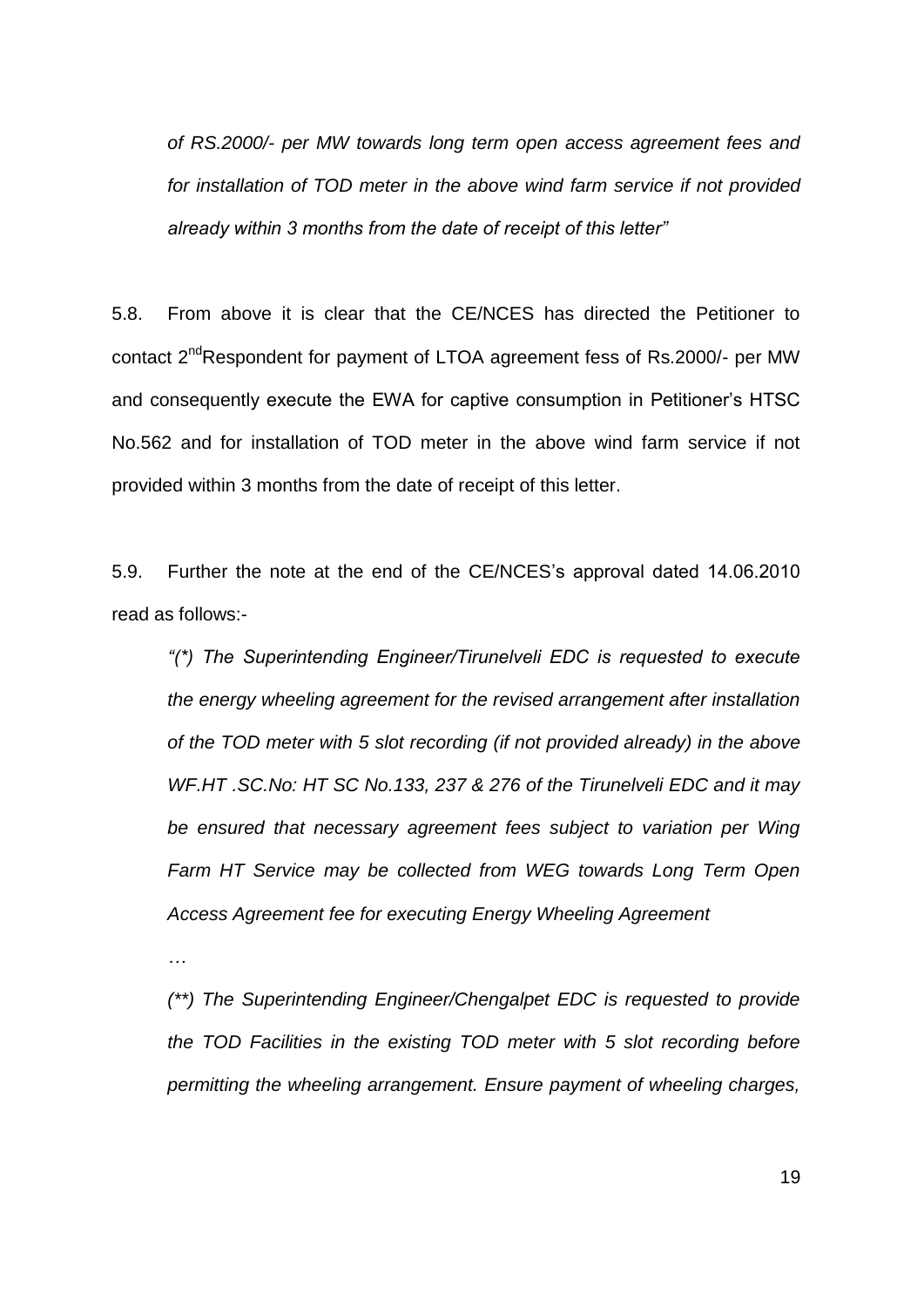*of RS.2000/- per MW towards long term open access agreement fees and for installation of TOD meter in the above wind farm service if not provided already within 3 months from the date of receipt of this letter"*

5.8. From above it is clear that the CE/NCES has directed the Petitioner to contact 2nd Respondent for payment of LTOA agreement fess of Rs.2000/- per MW and consequently execute the EWA for captive consumption in Petitioner's HTSC No.562 and for installation of TOD meter in the above wind farm service if not provided within 3 months from the date of receipt of this letter.

5.9. Further the note at the end of the CE/NCES's approval dated 14.06.2010 read as follows:-

> *"(\*) The Superintending Engineer/Tirunelveli EDC is requested to execute the energy wheeling agreement for the revised arrangement after installation of the TOD meter with 5 slot recording (if not provided already) in the above WF.HT .SC.No: HT SC No.133, 237 & 276 of the Tirunelveli EDC and it may be ensured that necessary agreement fees subject to variation per Wing Farm HT Service may be collected from WEG towards Long Term Open Access Agreement fee for executing Energy Wheeling Agreement*
>
> *…*
>
> *(\*\*) The Superintending Engineer/Chengalpet EDC is requested to provide the TOD Facilities in the existing TOD meter with 5 slot recording before permitting the wheeling arrangement. Ensure payment of wheeling charges,*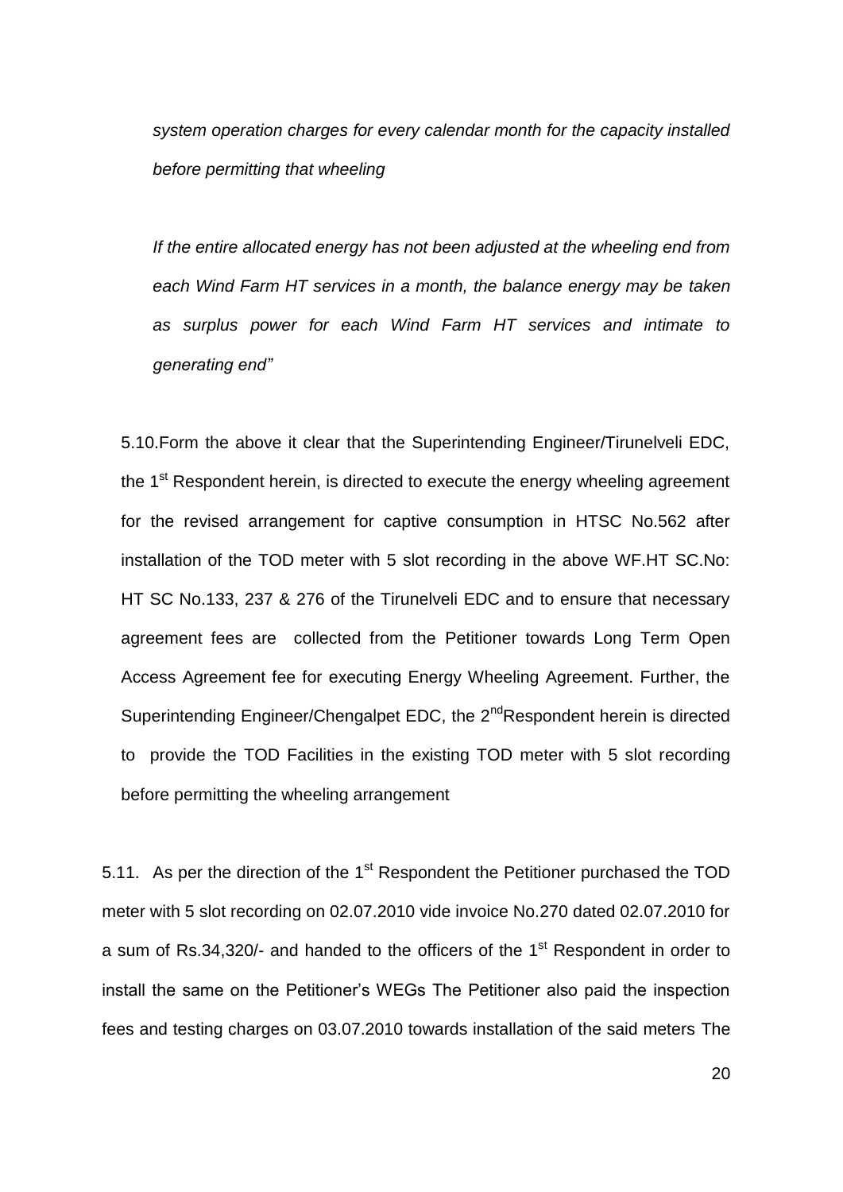*system operation charges for every calendar month for the capacity installed before permitting that wheeling*

*If the entire allocated energy has not been adjusted at the wheeling end from each Wind Farm HT services in a month, the balance energy may be taken as surplus power for each Wind Farm HT services and intimate to generating end"*

5.10.Form the above it clear that the Superintending Engineer/Tirunelveli EDC, the 1st Respondent herein, is directed to execute the energy wheeling agreement for the revised arrangement for captive consumption in HTSC No.562 after installation of the TOD meter with 5 slot recording in the above WF.HT SC.No: HT SC No.133, 237 & 276 of the Tirunelveli EDC and to ensure that necessary agreement fees are collected from the Petitioner towards Long Term Open Access Agreement fee for executing Energy Wheeling Agreement. Further, the Superintending Engineer/Chengalpet EDC, the 2ndRespondent herein is directed to provide the TOD Facilities in the existing TOD meter with 5 slot recording before permitting the wheeling arrangement

5.11. As per the direction of the 1st Respondent the Petitioner purchased the TOD meter with 5 slot recording on 02.07.2010 vide invoice No.270 dated 02.07.2010 for a sum of Rs.34,320/- and handed to the officers of the 1st Respondent in order to install the same on the Petitioner's WEGs The Petitioner also paid the inspection fees and testing charges on 03.07.2010 towards installation of the said meters The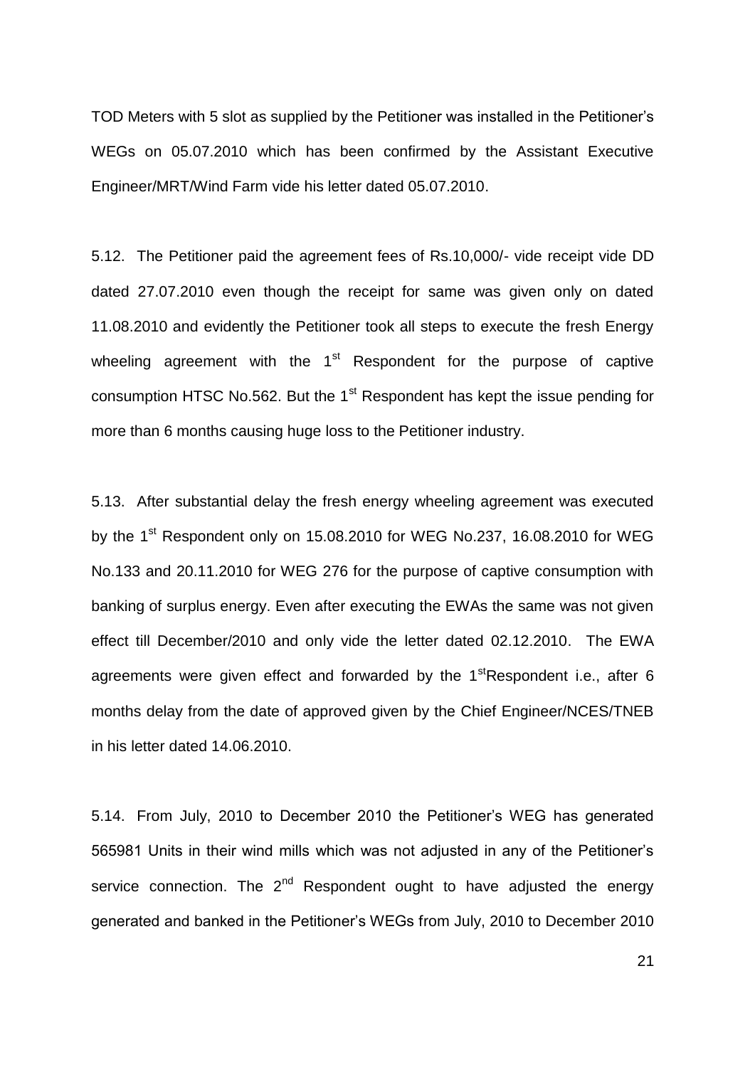TOD Meters with 5 slot as supplied by the Petitioner was installed in the Petitioner's WEGs on 05.07.2010 which has been confirmed by the Assistant Executive Engineer/MRT/Wind Farm vide his letter dated 05.07.2010.

5.12. The Petitioner paid the agreement fees of Rs.10,000/- vide receipt vide DD dated 27.07.2010 even though the receipt for same was given only on dated 11.08.2010 and evidently the Petitioner took all steps to execute the fresh Energy wheeling agreement with the 1st Respondent for the purpose of captive consumption HTSC No.562. But the 1st Respondent has kept the issue pending for more than 6 months causing huge loss to the Petitioner industry.

5.13. After substantial delay the fresh energy wheeling agreement was executed by the 1st Respondent only on 15.08.2010 for WEG No.237, 16.08.2010 for WEG No.133 and 20.11.2010 for WEG 276 for the purpose of captive consumption with banking of surplus energy. Even after executing the EWAs the same was not given effect till December/2010 and only vide the letter dated 02.12.2010. The EWA agreements were given effect and forwarded by the 1stRespondent i.e., after 6 months delay from the date of approved given by the Chief Engineer/NCES/TNEB in his letter dated 14.06.2010.

5.14. From July, 2010 to December 2010 the Petitioner's WEG has generated 565981 Units in their wind mills which was not adjusted in any of the Petitioner's service connection. The 2nd Respondent ought to have adjusted the energy generated and banked in the Petitioner's WEGs from July, 2010 to December 2010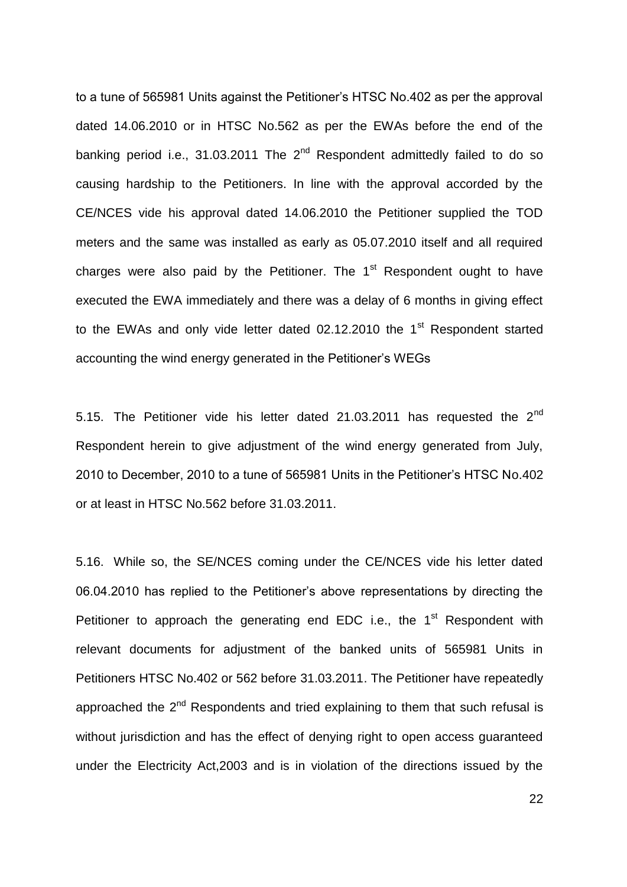to a tune of 565981 Units against the Petitioner's HTSC No.402 as per the approval dated 14.06.2010 or in HTSC No.562 as per the EWAs before the end of the banking period i.e., 31.03.2011 The 2nd Respondent admittedly failed to do so causing hardship to the Petitioners. In line with the approval accorded by the CE/NCES vide his approval dated 14.06.2010 the Petitioner supplied the TOD meters and the same was installed as early as 05.07.2010 itself and all required charges were also paid by the Petitioner. The 1st Respondent ought to have executed the EWA immediately and there was a delay of 6 months in giving effect to the EWAs and only vide letter dated 02.12.2010 the 1st Respondent started accounting the wind energy generated in the Petitioner's WEGs

5.15. The Petitioner vide his letter dated 21.03.2011 has requested the 2nd Respondent herein to give adjustment of the wind energy generated from July, 2010 to December, 2010 to a tune of 565981 Units in the Petitioner's HTSC No.402 or at least in HTSC No.562 before 31.03.2011.

5.16. While so, the SE/NCES coming under the CE/NCES vide his letter dated 06.04.2010 has replied to the Petitioner's above representations by directing the Petitioner to approach the generating end EDC i.e., the 1st Respondent with relevant documents for adjustment of the banked units of 565981 Units in Petitioners HTSC No.402 or 562 before 31.03.2011. The Petitioner have repeatedly approached the 2nd Respondents and tried explaining to them that such refusal is without jurisdiction and has the effect of denying right to open access guaranteed under the Electricity Act,2003 and is in violation of the directions issued by the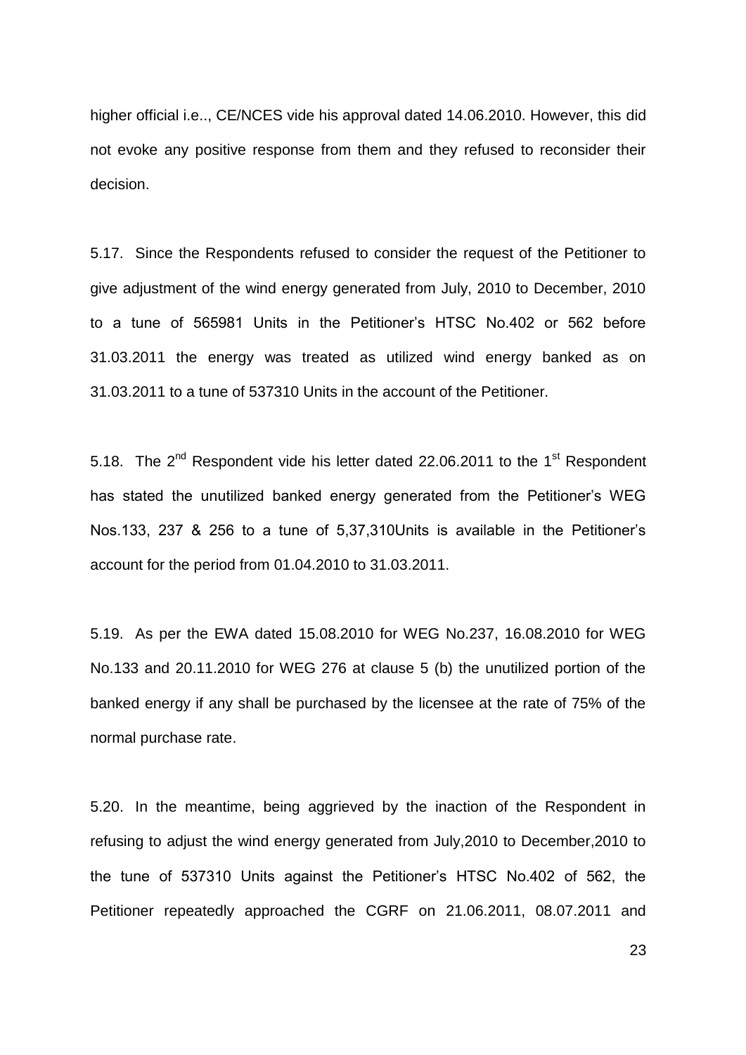higher official i.e.., CE/NCES vide his approval dated 14.06.2010. However, this did not evoke any positive response from them and they refused to reconsider their decision.

5.17. Since the Respondents refused to consider the request of the Petitioner to give adjustment of the wind energy generated from July, 2010 to December, 2010 to a tune of 565981 Units in the Petitioner's HTSC No.402 or 562 before 31.03.2011 the energy was treated as utilized wind energy banked as on 31.03.2011 to a tune of 537310 Units in the account of the Petitioner.

5.18. The 2nd Respondent vide his letter dated 22.06.2011 to the 1st Respondent has stated the unutilized banked energy generated from the Petitioner's WEG Nos.133, 237 & 256 to a tune of 5,37,310Units is available in the Petitioner's account for the period from 01.04.2010 to 31.03.2011.

5.19. As per the EWA dated 15.08.2010 for WEG No.237, 16.08.2010 for WEG No.133 and 20.11.2010 for WEG 276 at clause 5 (b) the unutilized portion of the banked energy if any shall be purchased by the licensee at the rate of 75% of the normal purchase rate.

5.20. In the meantime, being aggrieved by the inaction of the Respondent in refusing to adjust the wind energy generated from July,2010 to December,2010 to the tune of 537310 Units against the Petitioner's HTSC No.402 of 562, the Petitioner repeatedly approached the CGRF on 21.06.2011, 08.07.2011 and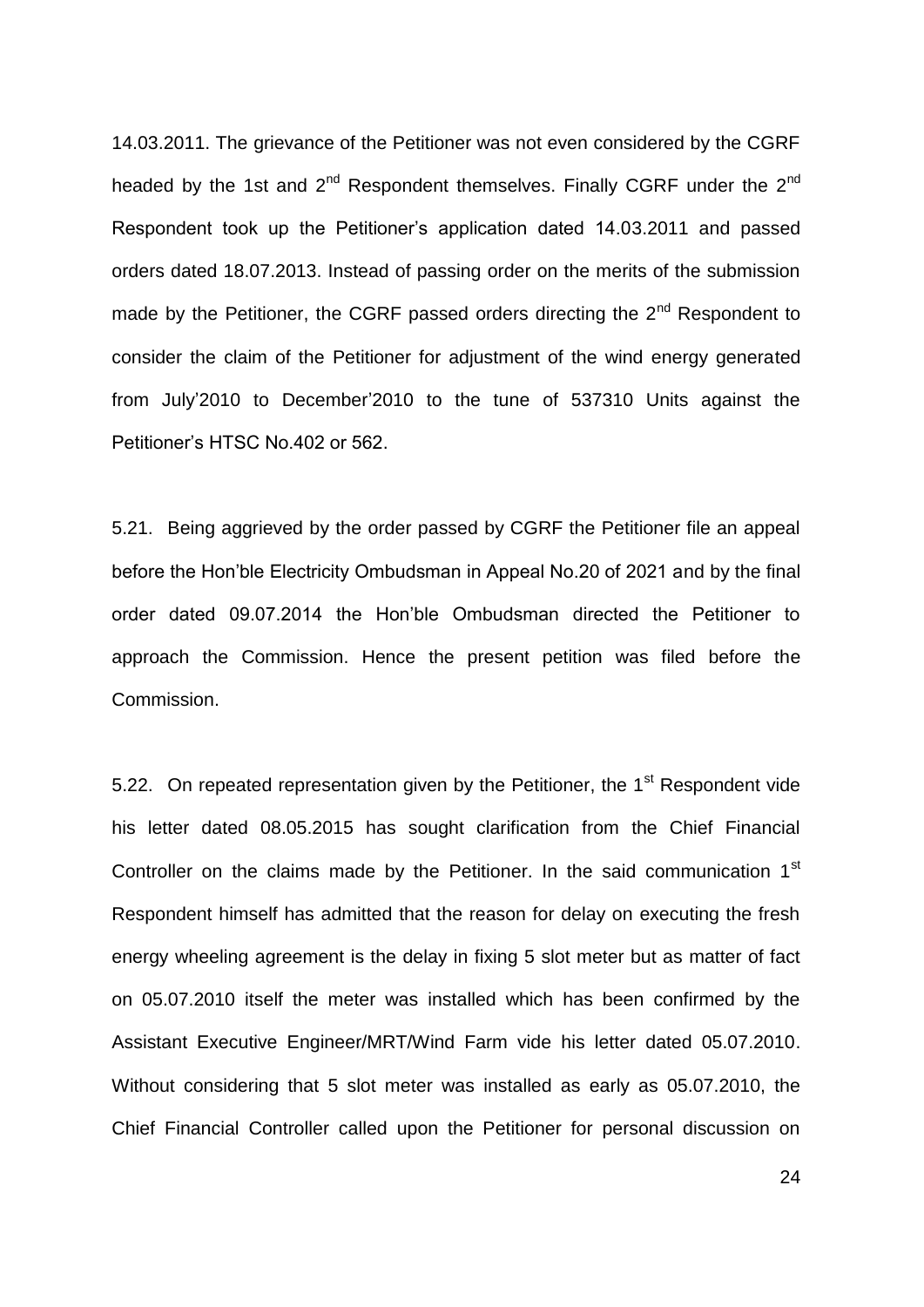14.03.2011. The grievance of the Petitioner was not even considered by the CGRF headed by the 1st and 2nd Respondent themselves. Finally CGRF under the 2nd Respondent took up the Petitioner's application dated 14.03.2011 and passed orders dated 18.07.2013. Instead of passing order on the merits of the submission made by the Petitioner, the CGRF passed orders directing the 2nd Respondent to consider the claim of the Petitioner for adjustment of the wind energy generated from July'2010 to December'2010 to the tune of 537310 Units against the Petitioner's HTSC No.402 or 562.

5.21. Being aggrieved by the order passed by CGRF the Petitioner file an appeal before the Hon'ble Electricity Ombudsman in Appeal No.20 of 2021 and by the final order dated 09.07.2014 the Hon'ble Ombudsman directed the Petitioner to approach the Commission. Hence the present petition was filed before the Commission.

5.22. On repeated representation given by the Petitioner, the 1st Respondent vide his letter dated 08.05.2015 has sought clarification from the Chief Financial Controller on the claims made by the Petitioner. In the said communication 1st Respondent himself has admitted that the reason for delay on executing the fresh energy wheeling agreement is the delay in fixing 5 slot meter but as matter of fact on 05.07.2010 itself the meter was installed which has been confirmed by the Assistant Executive Engineer/MRT/Wind Farm vide his letter dated 05.07.2010. Without considering that 5 slot meter was installed as early as 05.07.2010, the Chief Financial Controller called upon the Petitioner for personal discussion on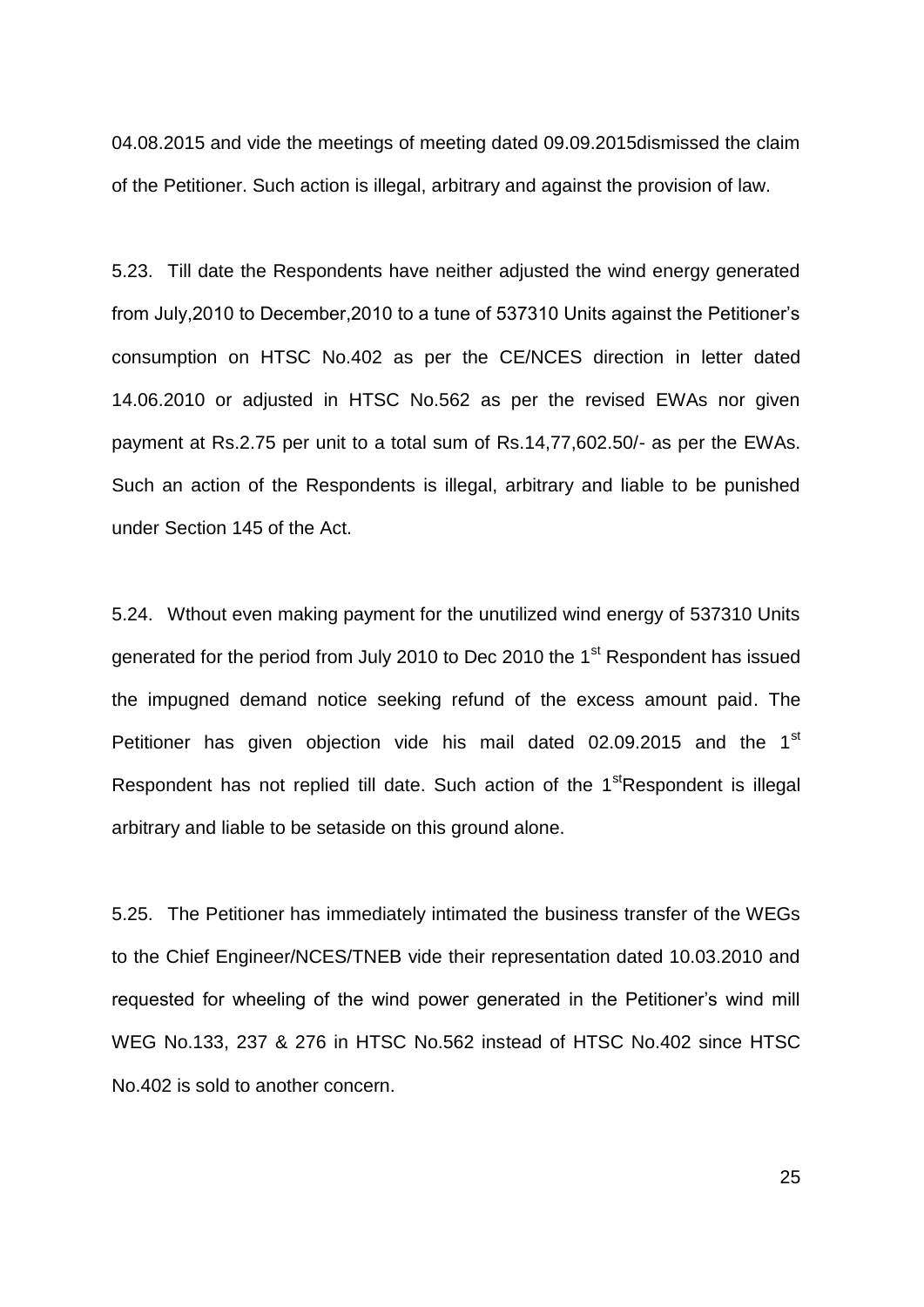04.08.2015 and vide the meetings of meeting dated 09.09.2015dismissed the claim of the Petitioner. Such action is illegal, arbitrary and against the provision of law.

5.23. Till date the Respondents have neither adjusted the wind energy generated from July,2010 to December,2010 to a tune of 537310 Units against the Petitioner's consumption on HTSC No.402 as per the CE/NCES direction in letter dated 14.06.2010 or adjusted in HTSC No.562 as per the revised EWAs nor given payment at Rs.2.75 per unit to a total sum of Rs.14,77,602.50/- as per the EWAs. Such an action of the Respondents is illegal, arbitrary and liable to be punished under Section 145 of the Act.

5.24. Wthout even making payment for the unutilized wind energy of 537310 Units generated for the period from July 2010 to Dec 2010 the 1st Respondent has issued the impugned demand notice seeking refund of the excess amount paid. The Petitioner has given objection vide his mail dated 02.09.2015 and the 1st Respondent has not replied till date. Such action of the 1stRespondent is illegal arbitrary and liable to be setaside on this ground alone.

5.25. The Petitioner has immediately intimated the business transfer of the WEGs to the Chief Engineer/NCES/TNEB vide their representation dated 10.03.2010 and requested for wheeling of the wind power generated in the Petitioner's wind mill WEG No.133, 237 & 276 in HTSC No.562 instead of HTSC No.402 since HTSC No.402 is sold to another concern.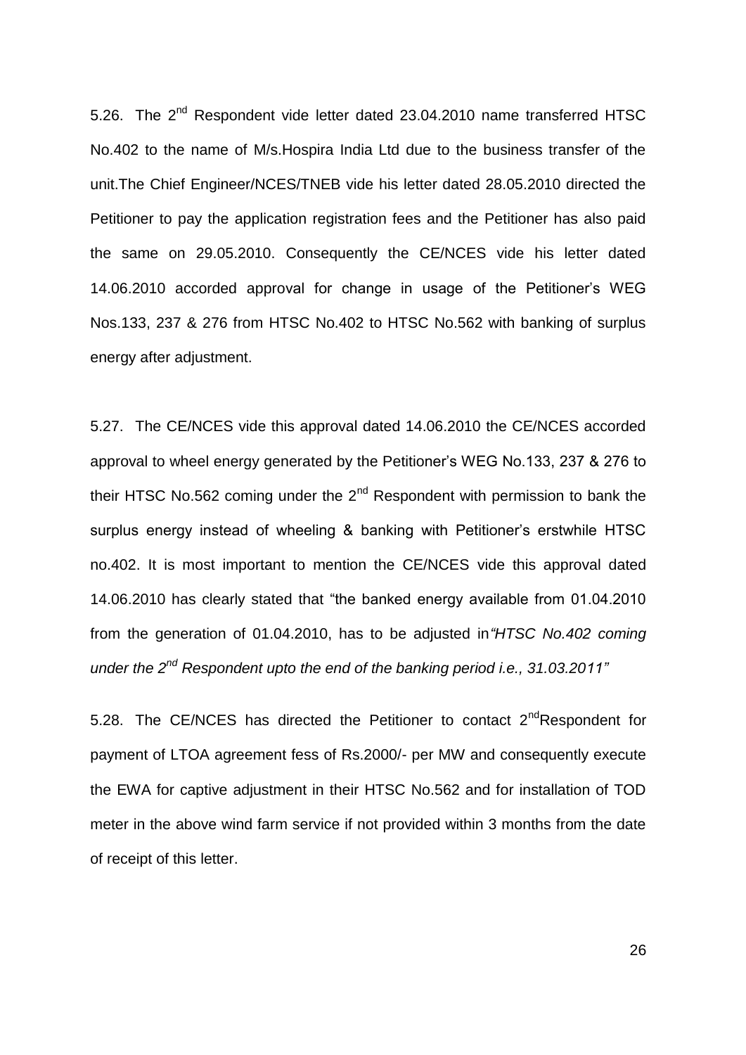5.26. The 2nd Respondent vide letter dated 23.04.2010 name transferred HTSC No.402 to the name of M/s.Hospira India Ltd due to the business transfer of the unit.The Chief Engineer/NCES/TNEB vide his letter dated 28.05.2010 directed the Petitioner to pay the application registration fees and the Petitioner has also paid the same on 29.05.2010. Consequently the CE/NCES vide his letter dated 14.06.2010 accorded approval for change in usage of the Petitioner's WEG Nos.133, 237 & 276 from HTSC No.402 to HTSC No.562 with banking of surplus energy after adjustment.

5.27. The CE/NCES vide this approval dated 14.06.2010 the CE/NCES accorded approval to wheel energy generated by the Petitioner's WEG No.133, 237 & 276 to their HTSC No.562 coming under the 2nd Respondent with permission to bank the surplus energy instead of wheeling & banking with Petitioner's erstwhile HTSC no.402. It is most important to mention the CE/NCES vide this approval dated 14.06.2010 has clearly stated that "the banked energy available from 01.04.2010 from the generation of 01.04.2010, has to be adjusted in*"HTSC No.402 coming under the 2nd Respondent upto the end of the banking period i.e., 31.03.2011"*

5.28. The CE/NCES has directed the Petitioner to contact 2ndRespondent for payment of LTOA agreement fess of Rs.2000/- per MW and consequently execute the EWA for captive adjustment in their HTSC No.562 and for installation of TOD meter in the above wind farm service if not provided within 3 months from the date of receipt of this letter.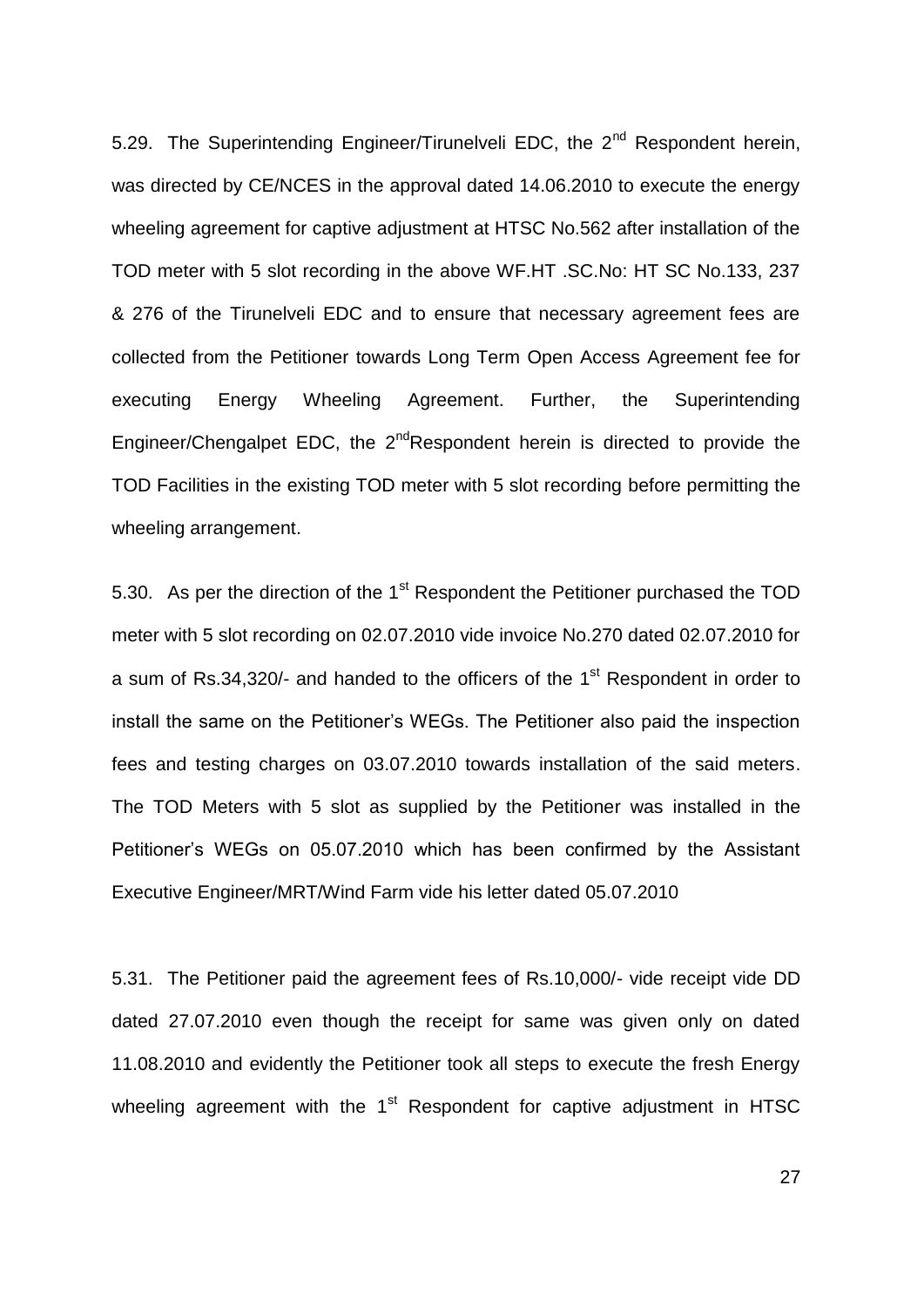5.29. The Superintending Engineer/Tirunelveli EDC, the 2nd Respondent herein, was directed by CE/NCES in the approval dated 14.06.2010 to execute the energy wheeling agreement for captive adjustment at HTSC No.562 after installation of the TOD meter with 5 slot recording in the above WF.HT .SC.No: HT SC No.133, 237 & 276 of the Tirunelveli EDC and to ensure that necessary agreement fees are collected from the Petitioner towards Long Term Open Access Agreement fee for executing Energy Wheeling Agreement. Further, the Superintending Engineer/Chengalpet EDC, the 2ndRespondent herein is directed to provide the TOD Facilities in the existing TOD meter with 5 slot recording before permitting the wheeling arrangement.

5.30. As per the direction of the 1st Respondent the Petitioner purchased the TOD meter with 5 slot recording on 02.07.2010 vide invoice No.270 dated 02.07.2010 for a sum of Rs.34,320/- and handed to the officers of the 1st Respondent in order to install the same on the Petitioner's WEGs. The Petitioner also paid the inspection fees and testing charges on 03.07.2010 towards installation of the said meters. The TOD Meters with 5 slot as supplied by the Petitioner was installed in the Petitioner's WEGs on 05.07.2010 which has been confirmed by the Assistant Executive Engineer/MRT/Wind Farm vide his letter dated 05.07.2010

5.31. The Petitioner paid the agreement fees of Rs.10,000/- vide receipt vide DD dated 27.07.2010 even though the receipt for same was given only on dated 11.08.2010 and evidently the Petitioner took all steps to execute the fresh Energy wheeling agreement with the 1st Respondent for captive adjustment in HTSC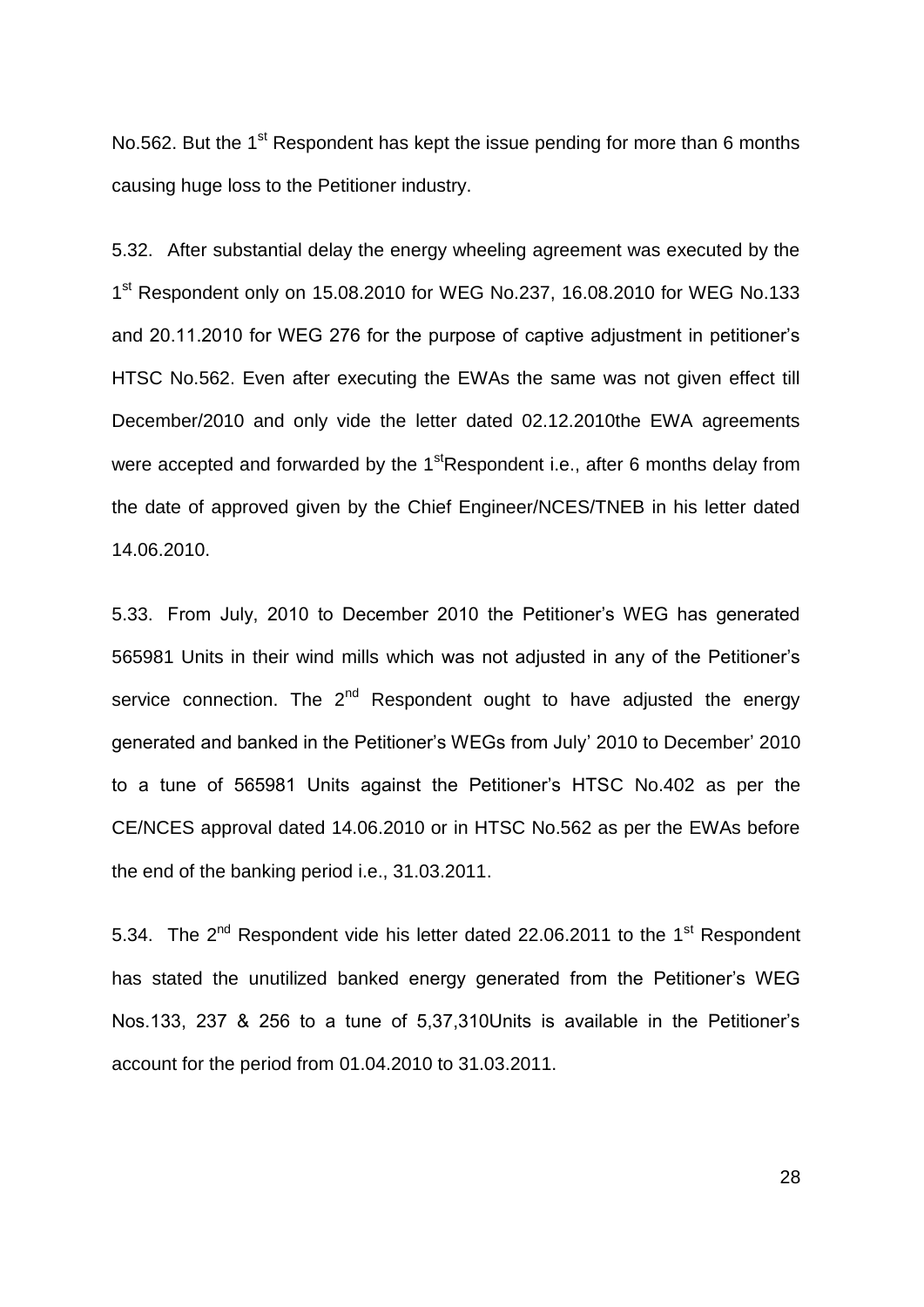No.562. But the 1st Respondent has kept the issue pending for more than 6 months causing huge loss to the Petitioner industry.

5.32. After substantial delay the energy wheeling agreement was executed by the 1st Respondent only on 15.08.2010 for WEG No.237, 16.08.2010 for WEG No.133 and 20.11.2010 for WEG 276 for the purpose of captive adjustment in petitioner's HTSC No.562. Even after executing the EWAs the same was not given effect till December/2010 and only vide the letter dated 02.12.2010the EWA agreements were accepted and forwarded by the 1stRespondent i.e., after 6 months delay from the date of approved given by the Chief Engineer/NCES/TNEB in his letter dated 14.06.2010.

5.33. From July, 2010 to December 2010 the Petitioner's WEG has generated 565981 Units in their wind mills which was not adjusted in any of the Petitioner's service connection. The 2nd Respondent ought to have adjusted the energy generated and banked in the Petitioner's WEGs from July' 2010 to December' 2010 to a tune of 565981 Units against the Petitioner's HTSC No.402 as per the CE/NCES approval dated 14.06.2010 or in HTSC No.562 as per the EWAs before the end of the banking period i.e., 31.03.2011.

5.34. The 2nd Respondent vide his letter dated 22.06.2011 to the 1st Respondent has stated the unutilized banked energy generated from the Petitioner's WEG Nos.133, 237 & 256 to a tune of 5,37,310Units is available in the Petitioner's account for the period from 01.04.2010 to 31.03.2011.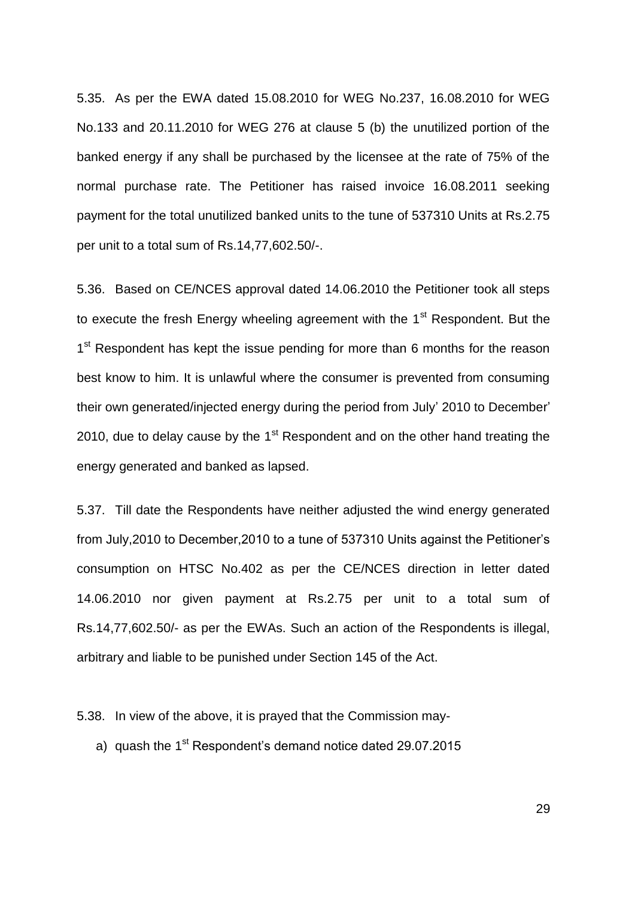5.35. As per the EWA dated 15.08.2010 for WEG No.237, 16.08.2010 for WEG No.133 and 20.11.2010 for WEG 276 at clause 5 (b) the unutilized portion of the banked energy if any shall be purchased by the licensee at the rate of 75% of the normal purchase rate. The Petitioner has raised invoice 16.08.2011 seeking payment for the total unutilized banked units to the tune of 537310 Units at Rs.2.75 per unit to a total sum of Rs.14,77,602.50/-.

5.36. Based on CE/NCES approval dated 14.06.2010 the Petitioner took all steps to execute the fresh Energy wheeling agreement with the 1st Respondent. But the 1st Respondent has kept the issue pending for more than 6 months for the reason best know to him. It is unlawful where the consumer is prevented from consuming their own generated/injected energy during the period from July' 2010 to December' 2010, due to delay cause by the 1st Respondent and on the other hand treating the energy generated and banked as lapsed.

5.37. Till date the Respondents have neither adjusted the wind energy generated from July,2010 to December,2010 to a tune of 537310 Units against the Petitioner's consumption on HTSC No.402 as per the CE/NCES direction in letter dated 14.06.2010 nor given payment at Rs.2.75 per unit to a total sum of Rs.14,77,602.50/- as per the EWAs. Such an action of the Respondents is illegal, arbitrary and liable to be punished under Section 145 of the Act.

5.38. In view of the above, it is prayed that the Commission may-

a) quash the 1st Respondent's demand notice dated 29.07.2015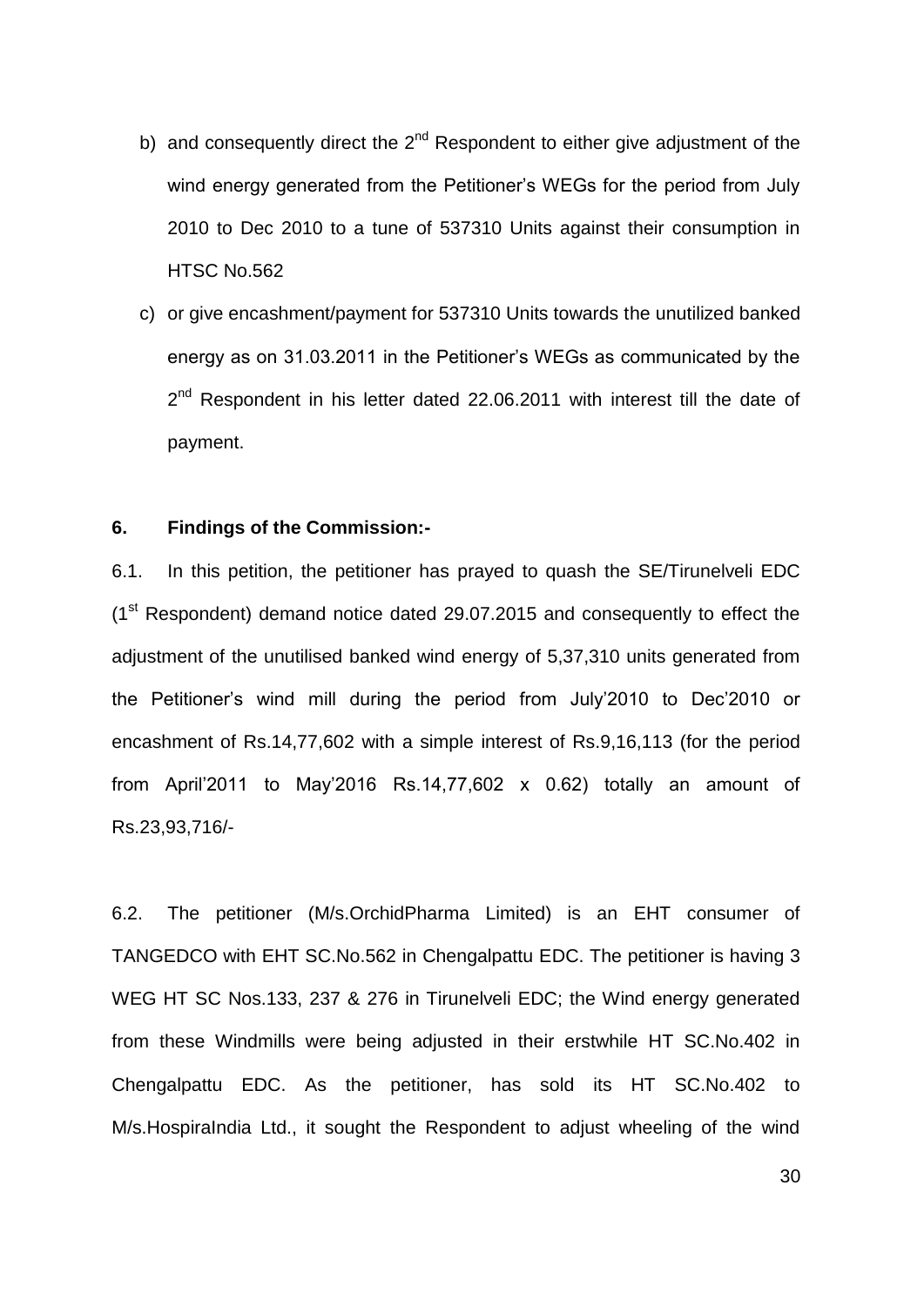b) and consequently direct the 2[nd] Respondent to either give adjustment of the wind energy generated from the Petitioner's WEGs for the period from July 2010 to Dec 2010 to a tune of 537310 Units against their consumption in HTSC No.562

c) or give encashment/payment for 537310 Units towards the unutilized banked energy as on 31.03.2011 in the Petitioner's WEGs as communicated by the 2[nd] Respondent in his letter dated 22.06.2011 with interest till the date of payment.

**6. Findings of the Commission:-**

6.1. In this petition, the petitioner has prayed to quash the SE/Tirunelveli EDC (1[st] Respondent) demand notice dated 29.07.2015 and consequently to effect the adjustment of the unutilised banked wind energy of 5,37,310 units generated from the Petitioner's wind mill during the period from July'2010 to Dec'2010 or encashment of Rs.14,77,602 with a simple interest of Rs.9,16,113 (for the period from April'2011 to May'2016 Rs.14,77,602 x 0.62) totally an amount of Rs.23,93,716/-

6.2. The petitioner (M/s.OrchidPharma Limited) is an EHT consumer of TANGEDCO with EHT SC.No.562 in Chengalpattu EDC. The petitioner is having 3 WEG HT SC Nos.133, 237 & 276 in Tirunelveli EDC; the Wind energy generated from these Windmills were being adjusted in their erstwhile HT SC.No.402 in Chengalpattu EDC. As the petitioner, has sold its HT SC.No.402 to M/s.HospiraIndia Ltd., it sought the Respondent to adjust wheeling of the wind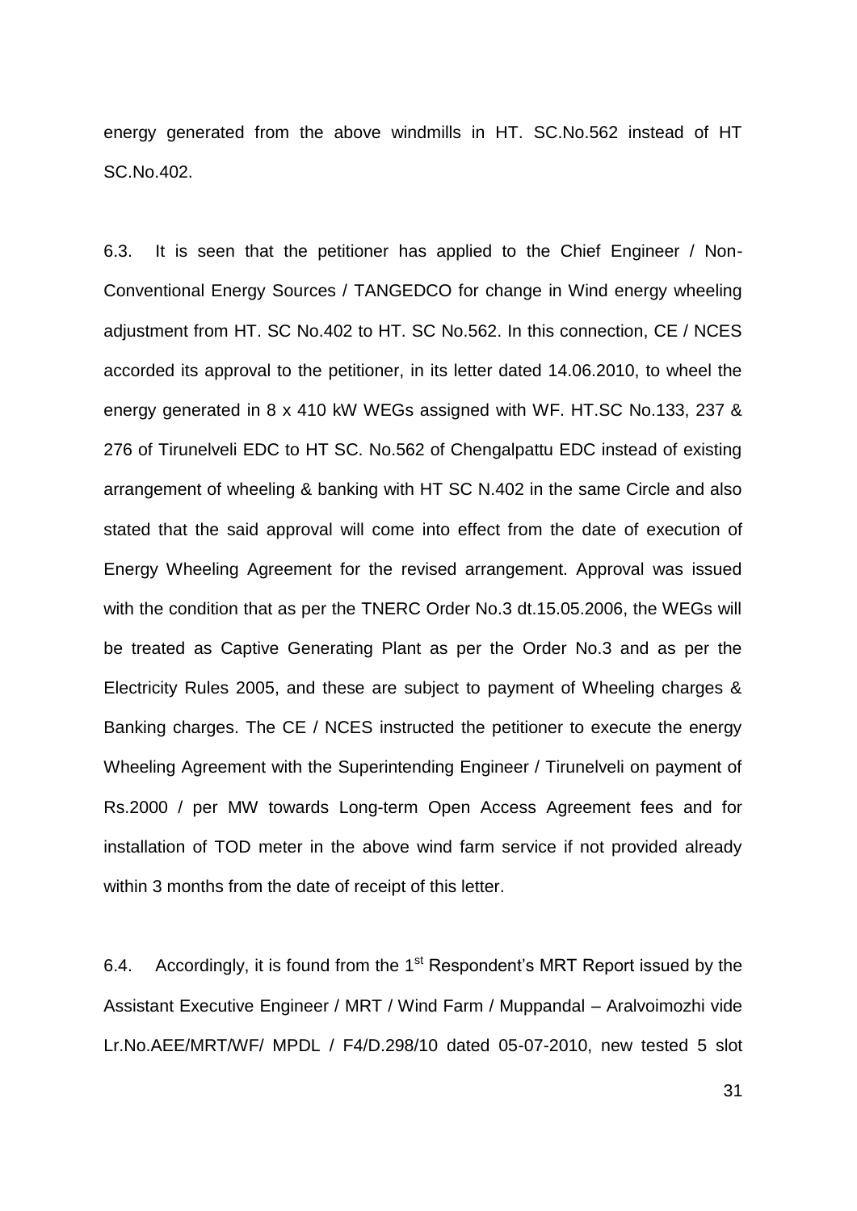energy generated from the above windmills in HT. SC.No.562 instead of HT SC.No.402.

6.3. It is seen that the petitioner has applied to the Chief Engineer / Non-Conventional Energy Sources / TANGEDCO for change in Wind energy wheeling adjustment from HT. SC No.402 to HT. SC No.562. In this connection, CE / NCES accorded its approval to the petitioner, in its letter dated 14.06.2010, to wheel the energy generated in 8 x 410 kW WEGs assigned with WF. HT.SC No.133, 237 & 276 of Tirunelveli EDC to HT SC. No.562 of Chengalpattu EDC instead of existing arrangement of wheeling & banking with HT SC N.402 in the same Circle and also stated that the said approval will come into effect from the date of execution of Energy Wheeling Agreement for the revised arrangement. Approval was issued with the condition that as per the TNERC Order No.3 dt.15.05.2006, the WEGs will be treated as Captive Generating Plant as per the Order No.3 and as per the Electricity Rules 2005, and these are subject to payment of Wheeling charges & Banking charges. The CE / NCES instructed the petitioner to execute the energy Wheeling Agreement with the Superintending Engineer / Tirunelveli on payment of Rs.2000 / per MW towards Long-term Open Access Agreement fees and for installation of TOD meter in the above wind farm service if not provided already within 3 months from the date of receipt of this letter.

6.4. Accordingly, it is found from the 1st Respondent's MRT Report issued by the Assistant Executive Engineer / MRT / Wind Farm / Muppandal – Aralvoimozhi vide Lr.No.AEE/MRT/WF/ MPDL / F4/D.298/10 dated 05-07-2010, new tested 5 slot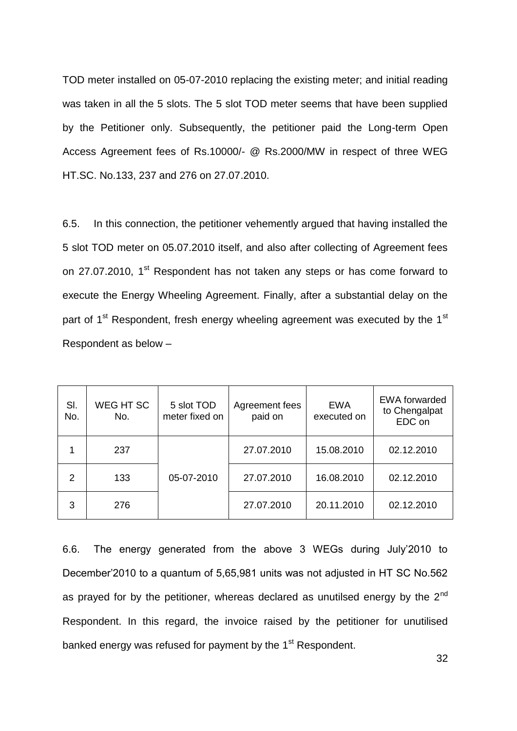TOD meter installed on 05-07-2010 replacing the existing meter; and initial reading was taken in all the 5 slots. The 5 slot TOD meter seems that have been supplied by the Petitioner only. Subsequently, the petitioner paid the Long-term Open Access Agreement fees of Rs.10000/- @ Rs.2000/MW in respect of three WEG HT.SC. No.133, 237 and 276 on 27.07.2010.

6.5. In this connection, the petitioner vehemently argued that having installed the 5 slot TOD meter on 05.07.2010 itself, and also after collecting of Agreement fees on 27.07.2010, 1st Respondent has not taken any steps or has come forward to execute the Energy Wheeling Agreement. Finally, after a substantial delay on the part of 1st Respondent, fresh energy wheeling agreement was executed by the 1st Respondent as below –

| Sl. No. | WEG HT SC No. | 5 slot TOD meter fixed on | Agreement fees paid on | EWA executed on | EWA forwarded to Chengalpat EDC on |
|---|---|---|---|---|---|
| 1 | 237 | 05-07-2010 | 27.07.2010 | 15.08.2010 | 02.12.2010 |
| 2 | 133 | | 27.07.2010 | 16.08.2010 | 02.12.2010 |
| 3 | 276 | | 27.07.2010 | 20.11.2010 | 02.12.2010 |

6.6. The energy generated from the above 3 WEGs during July'2010 to December'2010 to a quantum of 5,65,981 units was not adjusted in HT SC No.562 as prayed for by the petitioner, whereas declared as unutilsed energy by the 2nd Respondent. In this regard, the invoice raised by the petitioner for unutilised banked energy was refused for payment by the 1st Respondent.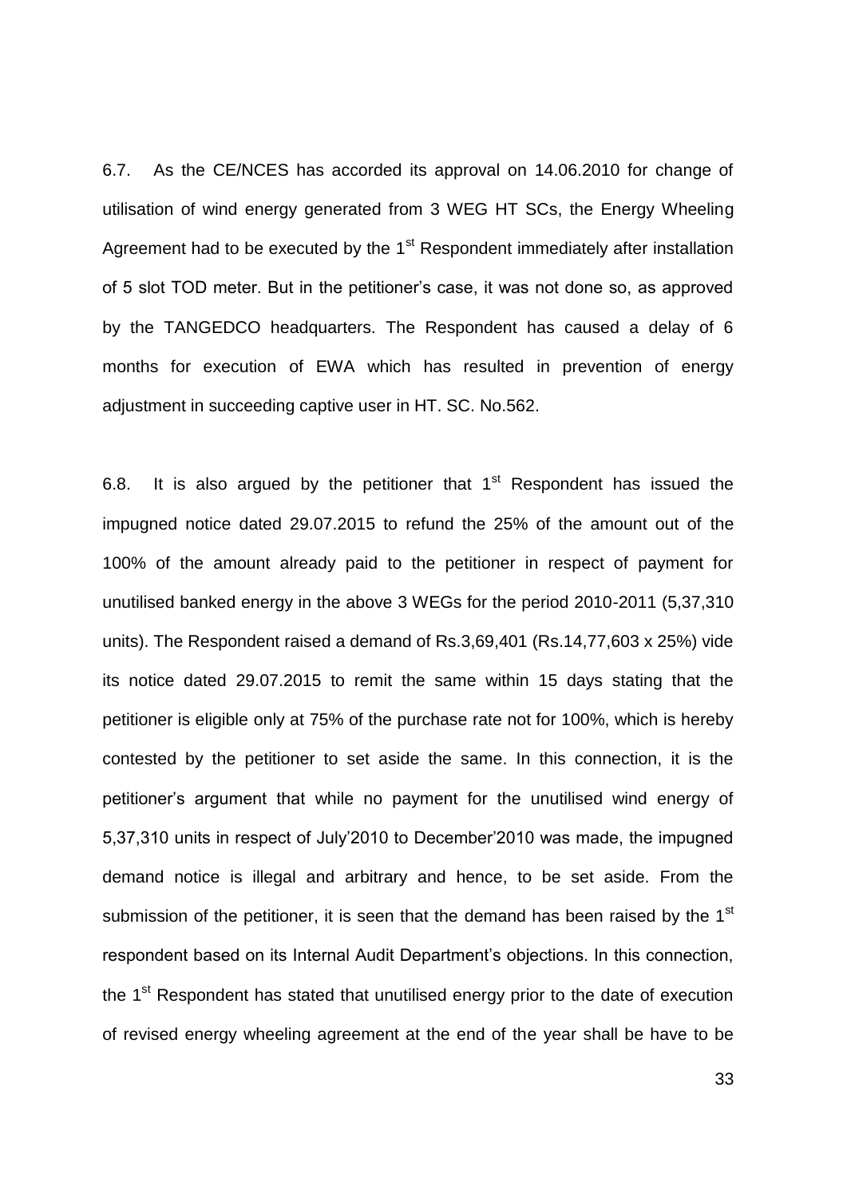6.7. As the CE/NCES has accorded its approval on 14.06.2010 for change of utilisation of wind energy generated from 3 WEG HT SCs, the Energy Wheeling Agreement had to be executed by the 1st Respondent immediately after installation of 5 slot TOD meter. But in the petitioner's case, it was not done so, as approved by the TANGEDCO headquarters. The Respondent has caused a delay of 6 months for execution of EWA which has resulted in prevention of energy adjustment in succeeding captive user in HT. SC. No.562.

6.8. It is also argued by the petitioner that 1st Respondent has issued the impugned notice dated 29.07.2015 to refund the 25% of the amount out of the 100% of the amount already paid to the petitioner in respect of payment for unutilised banked energy in the above 3 WEGs for the period 2010-2011 (5,37,310 units). The Respondent raised a demand of Rs.3,69,401 (Rs.14,77,603 x 25%) vide its notice dated 29.07.2015 to remit the same within 15 days stating that the petitioner is eligible only at 75% of the purchase rate not for 100%, which is hereby contested by the petitioner to set aside the same. In this connection, it is the petitioner's argument that while no payment for the unutilised wind energy of 5,37,310 units in respect of July'2010 to December'2010 was made, the impugned demand notice is illegal and arbitrary and hence, to be set aside. From the submission of the petitioner, it is seen that the demand has been raised by the 1st respondent based on its Internal Audit Department's objections. In this connection, the 1st Respondent has stated that unutilised energy prior to the date of execution of revised energy wheeling agreement at the end of the year shall be have to be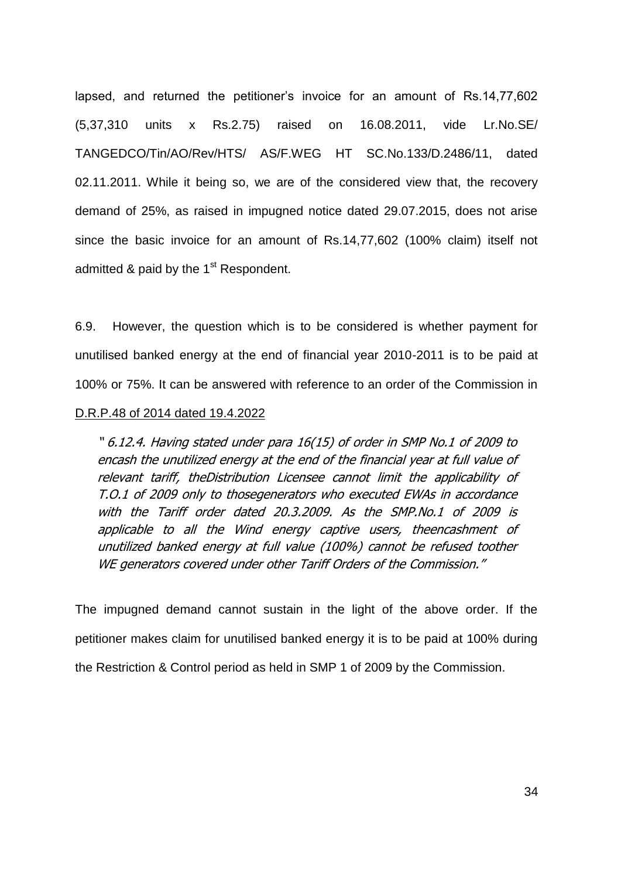lapsed, and returned the petitioner's invoice for an amount of Rs.14,77,602 (5,37,310 units x Rs.2.75) raised on 16.08.2011, vide Lr.No.SE/ TANGEDCO/Tin/AO/Rev/HTS/ AS/F.WEG HT SC.No.133/D.2486/11, dated 02.11.2011. While it being so, we are of the considered view that, the recovery demand of 25%, as raised in impugned notice dated 29.07.2015, does not arise since the basic invoice for an amount of Rs.14,77,602 (100% claim) itself not admitted & paid by the 1st Respondent.

6.9. However, the question which is to be considered is whether payment for unutilised banked energy at the end of financial year 2010-2011 is to be paid at 100% or 75%. It can be answered with reference to an order of the Commission in D.R.P.48 of 2014 dated 19.4.2022

> "*6.12.4. Having stated under para 16(15) of order in SMP No.1 of 2009 to encash the unutilized energy at the end of the financial year at full value of relevant tariff, theDistribution Licensee cannot limit the applicability of T.O.1 of 2009 only to thosegenerators who executed EWAs in accordance with the Tariff order dated 20.3.2009. As the SMP.No.1 of 2009 is applicable to all the Wind energy captive users, theencashment of unutilized banked energy at full value (100%) cannot be refused toother WE generators covered under other Tariff Orders of the Commission.*"

The impugned demand cannot sustain in the light of the above order. If the petitioner makes claim for unutilised banked energy it is to be paid at 100% during the Restriction & Control period as held in SMP 1 of 2009 by the Commission.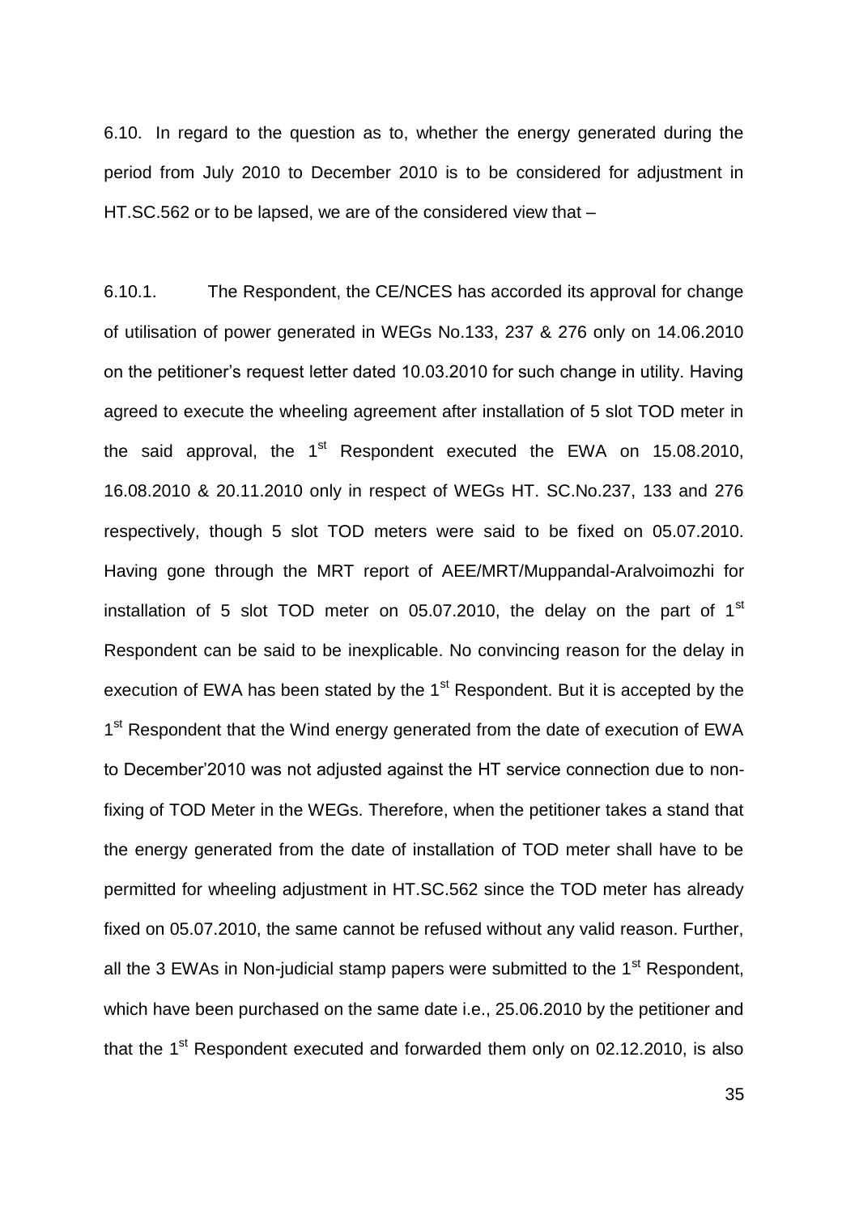6.10. In regard to the question as to, whether the energy generated during the period from July 2010 to December 2010 is to be considered for adjustment in HT.SC.562 or to be lapsed, we are of the considered view that –

6.10.1. The Respondent, the CE/NCES has accorded its approval for change of utilisation of power generated in WEGs No.133, 237 & 276 only on 14.06.2010 on the petitioner's request letter dated 10.03.2010 for such change in utility. Having agreed to execute the wheeling agreement after installation of 5 slot TOD meter in the said approval, the 1st Respondent executed the EWA on 15.08.2010, 16.08.2010 & 20.11.2010 only in respect of WEGs HT. SC.No.237, 133 and 276 respectively, though 5 slot TOD meters were said to be fixed on 05.07.2010. Having gone through the MRT report of AEE/MRT/Muppandal-Aralvoimozhi for installation of 5 slot TOD meter on 05.07.2010, the delay on the part of 1st Respondent can be said to be inexplicable. No convincing reason for the delay in execution of EWA has been stated by the 1st Respondent. But it is accepted by the 1st Respondent that the Wind energy generated from the date of execution of EWA to December'2010 was not adjusted against the HT service connection due to non-fixing of TOD Meter in the WEGs. Therefore, when the petitioner takes a stand that the energy generated from the date of installation of TOD meter shall have to be permitted for wheeling adjustment in HT.SC.562 since the TOD meter has already fixed on 05.07.2010, the same cannot be refused without any valid reason. Further, all the 3 EWAs in Non-judicial stamp papers were submitted to the 1st Respondent, which have been purchased on the same date i.e., 25.06.2010 by the petitioner and that the 1st Respondent executed and forwarded them only on 02.12.2010, is also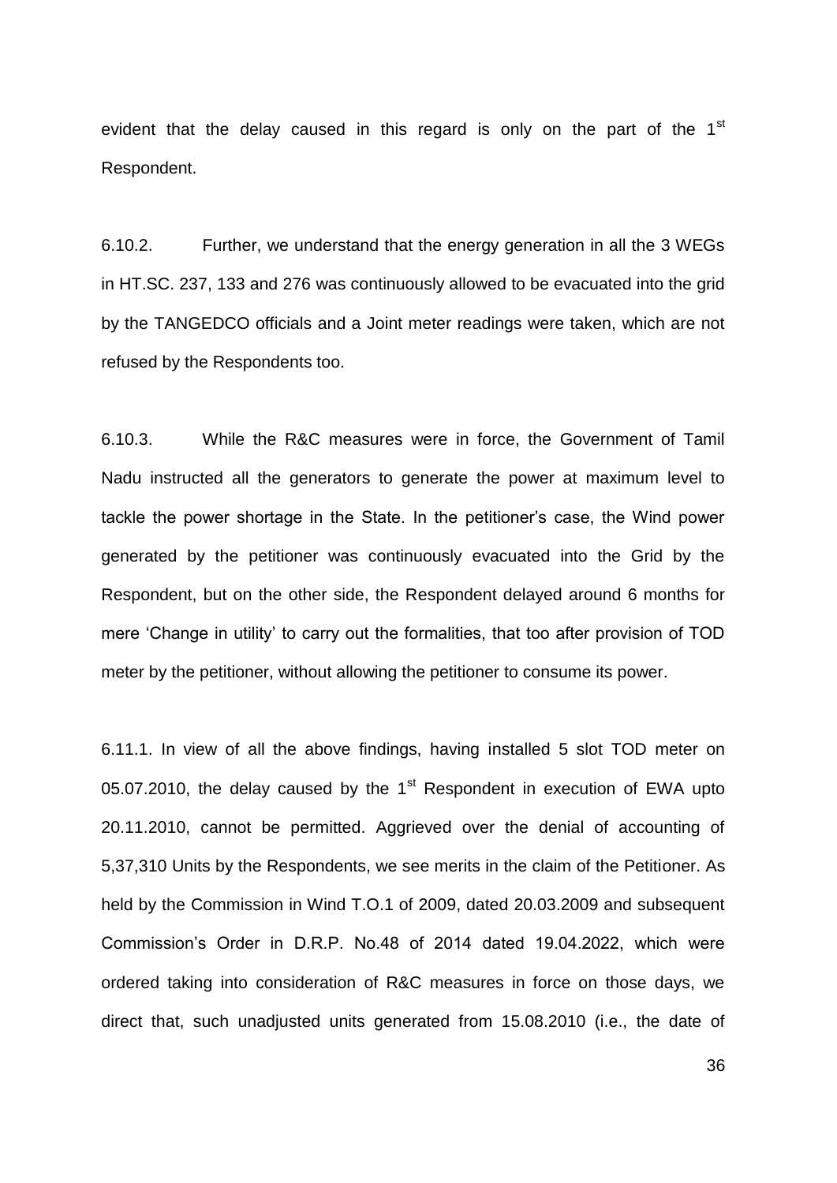evident that the delay caused in this regard is only on the part of the 1st Respondent.

6.10.2. Further, we understand that the energy generation in all the 3 WEGs in HT.SC. 237, 133 and 276 was continuously allowed to be evacuated into the grid by the TANGEDCO officials and a Joint meter readings were taken, which are not refused by the Respondents too.

6.10.3. While the R&C measures were in force, the Government of Tamil Nadu instructed all the generators to generate the power at maximum level to tackle the power shortage in the State. In the petitioner's case, the Wind power generated by the petitioner was continuously evacuated into the Grid by the Respondent, but on the other side, the Respondent delayed around 6 months for mere 'Change in utility' to carry out the formalities, that too after provision of TOD meter by the petitioner, without allowing the petitioner to consume its power.

6.11.1. In view of all the above findings, having installed 5 slot TOD meter on 05.07.2010, the delay caused by the 1st Respondent in execution of EWA upto 20.11.2010, cannot be permitted. Aggrieved over the denial of accounting of 5,37,310 Units by the Respondents, we see merits in the claim of the Petitioner. As held by the Commission in Wind T.O.1 of 2009, dated 20.03.2009 and subsequent Commission's Order in D.R.P. No.48 of 2014 dated 19.04.2022, which were ordered taking into consideration of R&C measures in force on those days, we direct that, such unadjusted units generated from 15.08.2010 (i.e., the date of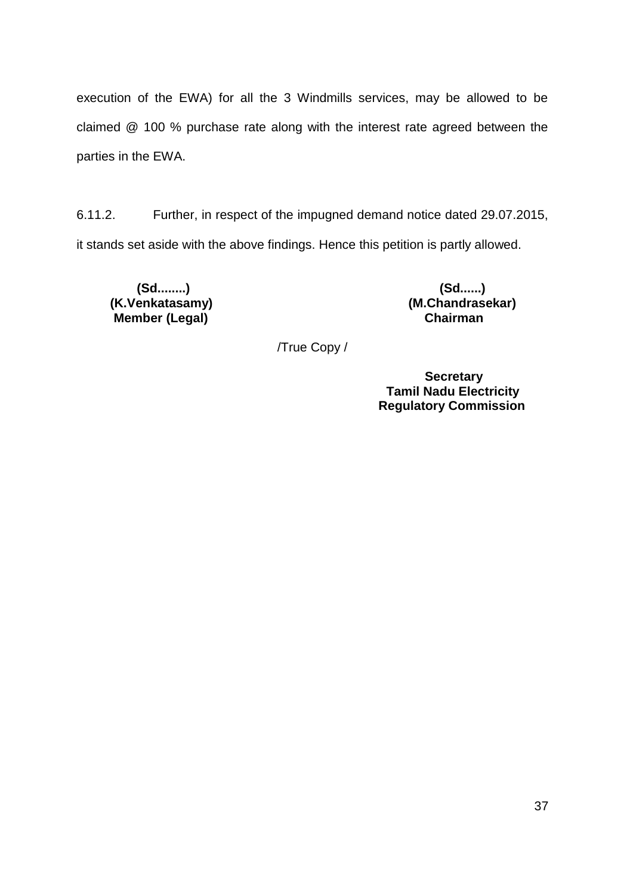execution of the EWA) for all the 3 Windmills services, may be allowed to be claimed @ 100 % purchase rate along with the interest rate agreed between the parties in the EWA.

6.11.2. Further, in respect of the impugned demand notice dated 29.07.2015, it stands set aside with the above findings. Hence this petition is partly allowed.

| | |
|---|---|
| **(Sd........)** | **(Sd......)** |
| **(K.Venkatasamy)** | **(M.Chandrasekar)** |
| **Member (Legal)** | **Chairman** |

/True Copy /

**Secretary**
**Tamil Nadu Electricity**
**Regulatory Commission**